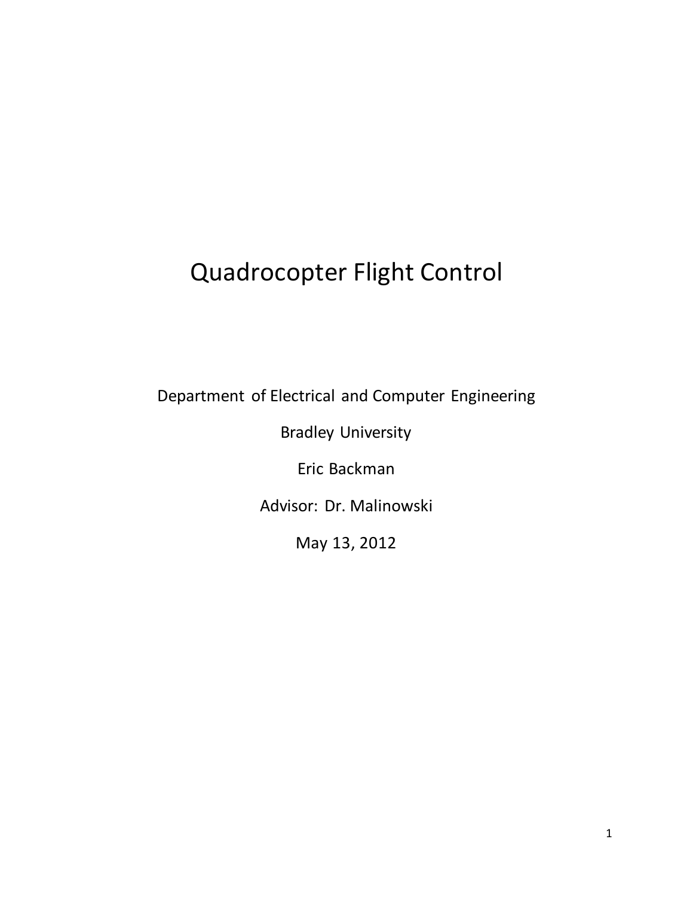# Quadrocopter Flight Control

Department of Electrical and Computer Engineering

Bradley University

Eric Backman

Advisor: Dr. Malinowski

May 13, 2012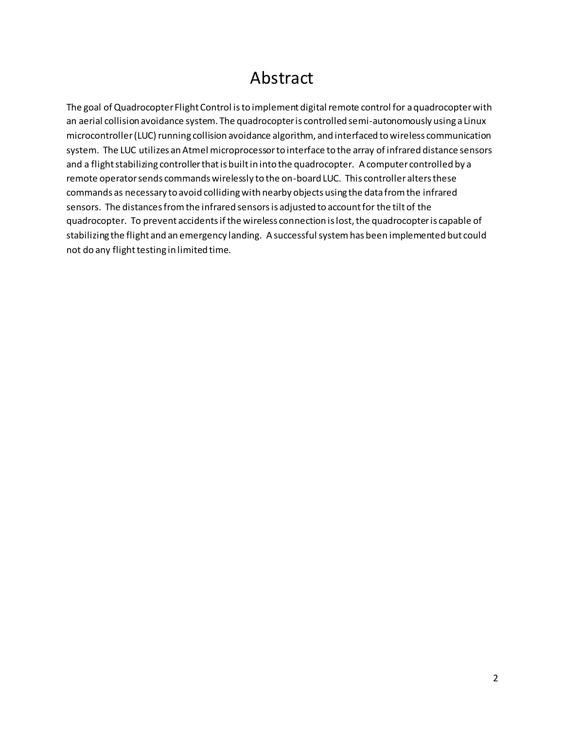# Abstract

The goal of Quadrocopter Flight Control is to implement digital remote control for a quadrocopter with an aerial collision avoidance system. The quadrocopter is controlled semi-autonomously using a Linux microcontroller (LUC) running collision avoidance algorithm, and interfaced to wireless communication system. The LUC utilizes an Atmel microprocessor to interface to the array of infrared distance sensors and a flight stabilizing controller that is built in into the quadrocopter. A computer controlled by a remote operator sends commands wirelessly to the on-board LUC. This controller alters these commands as necessary to avoid colliding with nearby objects using the data from the infrared sensors. The distances from the infrared sensors is adjusted to account for the tilt of the quadrocopter. To prevent accidents if the wireless connection is lost, the quadrocopter is capable of stabilizing the flight and an emergency landing. A successful system has been implemented but could not do any flight testing in limited time.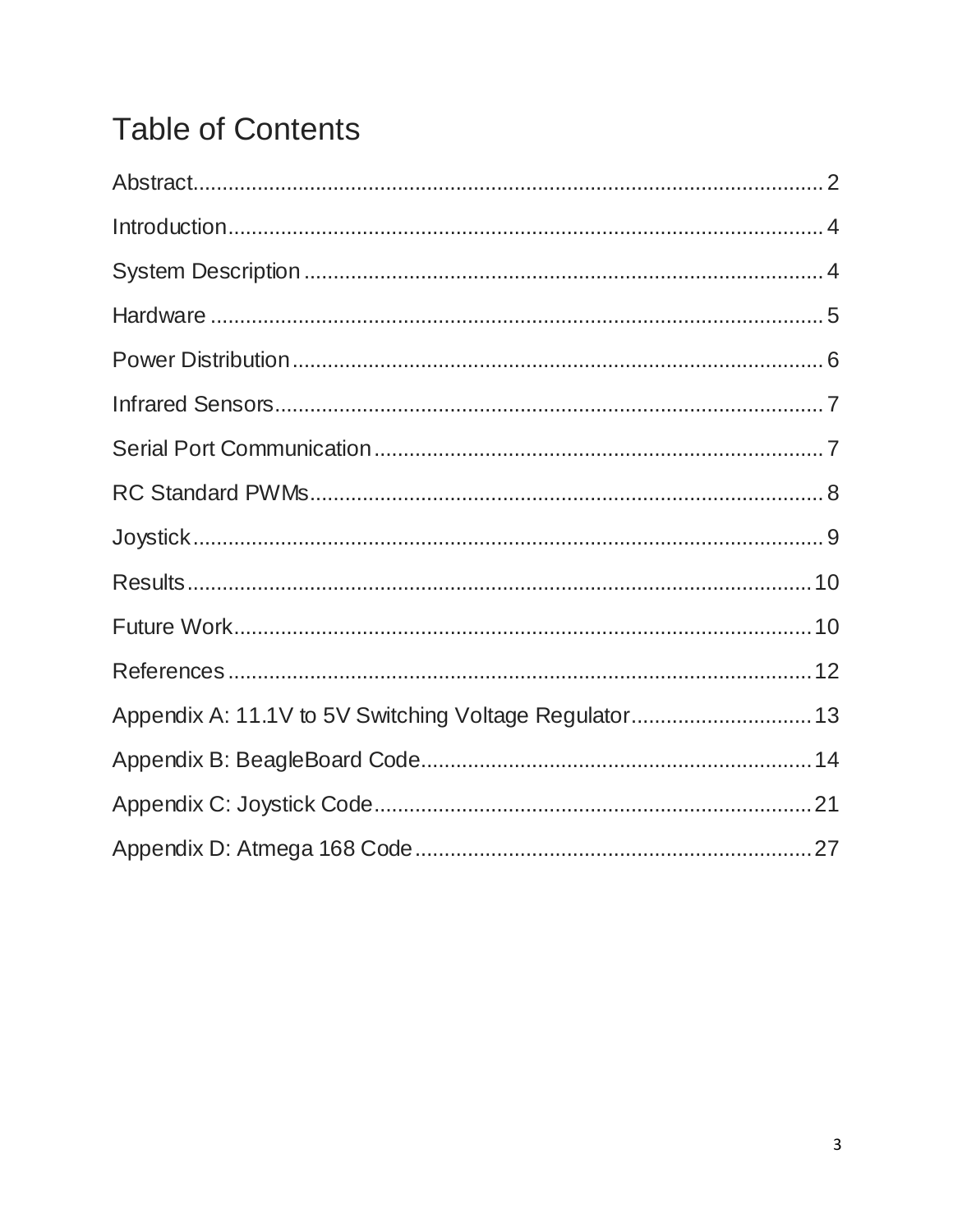# Table of Contents

Abstract........................................................................................................2

Introduction...................................................................................................4

System Description.......................................................................................4

Hardware.......................................................................................................5

Power Distribution.........................................................................................6

Infrared Sensors............................................................................................7

Serial Port Communication...........................................................................7

RC Standard PWMs......................................................................................8

Joystick..........................................................................................................9

Results.........................................................................................................10

Future Work.................................................................................................10

References...................................................................................................12

Appendix A: 11.1V to 5V Switching Voltage Regulator...............................13

Appendix B: BeagleBoard Code..................................................................14

Appendix C: Joystick Code.........................................................................21

Appendix D: Atmega 168 Code...................................................................27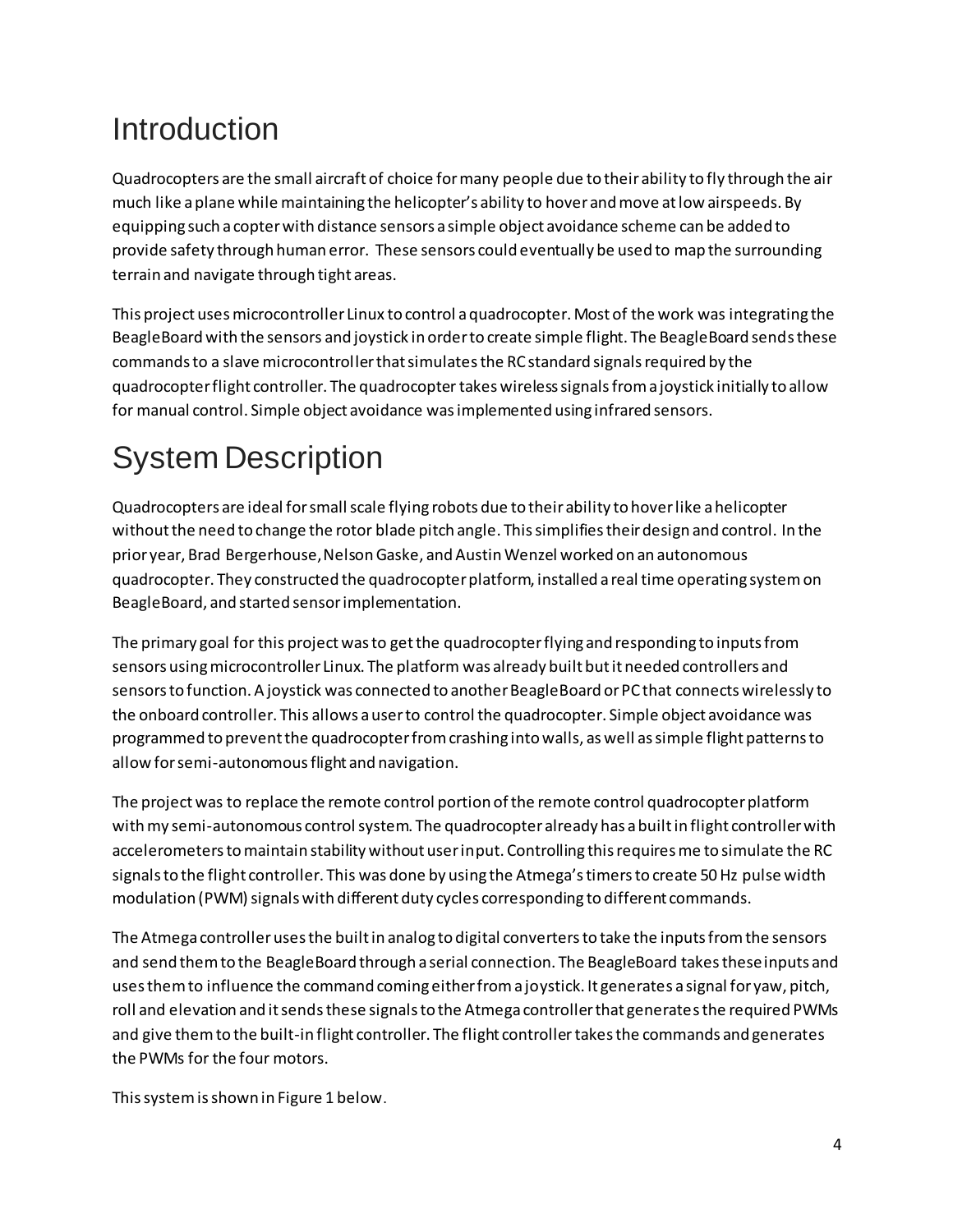# Introduction

Quadrocopters are the small aircraft of choice for many people due to their ability to fly through the air much like a plane while maintaining the helicopter's ability to hover and move at low airspeeds. By equipping such a copter with distance sensors a simple object avoidance scheme can be added to provide safety through human error. These sensors could eventually be used to map the surrounding terrain and navigate through tight areas.

This project uses microcontroller Linux to control a quadrocopter. Most of the work was integrating the BeagleBoard with the sensors and joystick in order to create simple flight. The BeagleBoard sends these commands to a slave microcontroller that simulates the RC standard signals required by the quadrocopter flight controller. The quadrocopter takes wireless signals from a joystick initially to allow for manual control. Simple object avoidance was implemented using infrared sensors.

# System Description

Quadrocopters are ideal for small scale flying robots due to their ability to hover like a helicopter without the need to change the rotor blade pitch angle. This simplifies their design and control. In the prior year, Brad Bergerhouse, Nelson Gaske, and Austin Wenzel worked on an autonomous quadrocopter. They constructed the quadrocopter platform, installed a real time operating system on BeagleBoard, and started sensor implementation.

The primary goal for this project was to get the quadrocopter flying and responding to inputs from sensors using microcontroller Linux. The platform was already built but it needed controllers and sensors to function. A joystick was connected to another BeagleBoard or PC that connects wirelessly to the onboard controller. This allows a user to control the quadrocopter. Simple object avoidance was programmed to prevent the quadrocopter from crashing into walls, as well as simple flight patterns to allow for semi-autonomous flight and navigation.

The project was to replace the remote control portion of the remote control quadrocopter platform with my semi-autonomous control system. The quadrocopter already has a built in flight controller with accelerometers to maintain stability without user input. Controlling this requires me to simulate the RC signals to the flight controller. This was done by using the Atmega's timers to create 50 Hz pulse width modulation (PWM) signals with different duty cycles corresponding to different commands.

The Atmega controller uses the built in analog to digital converters to take the inputs from the sensors and send them to the BeagleBoard through a serial connection. The BeagleBoard takes these inputs and uses them to influence the command coming either from a joystick. It generates a signal for yaw, pitch, roll and elevation and it sends these signals to the Atmega controller that generates the required PWMs and give them to the built-in flight controller. The flight controller takes the commands and generates the PWMs for the four motors.

This system is shown in Figure 1 below.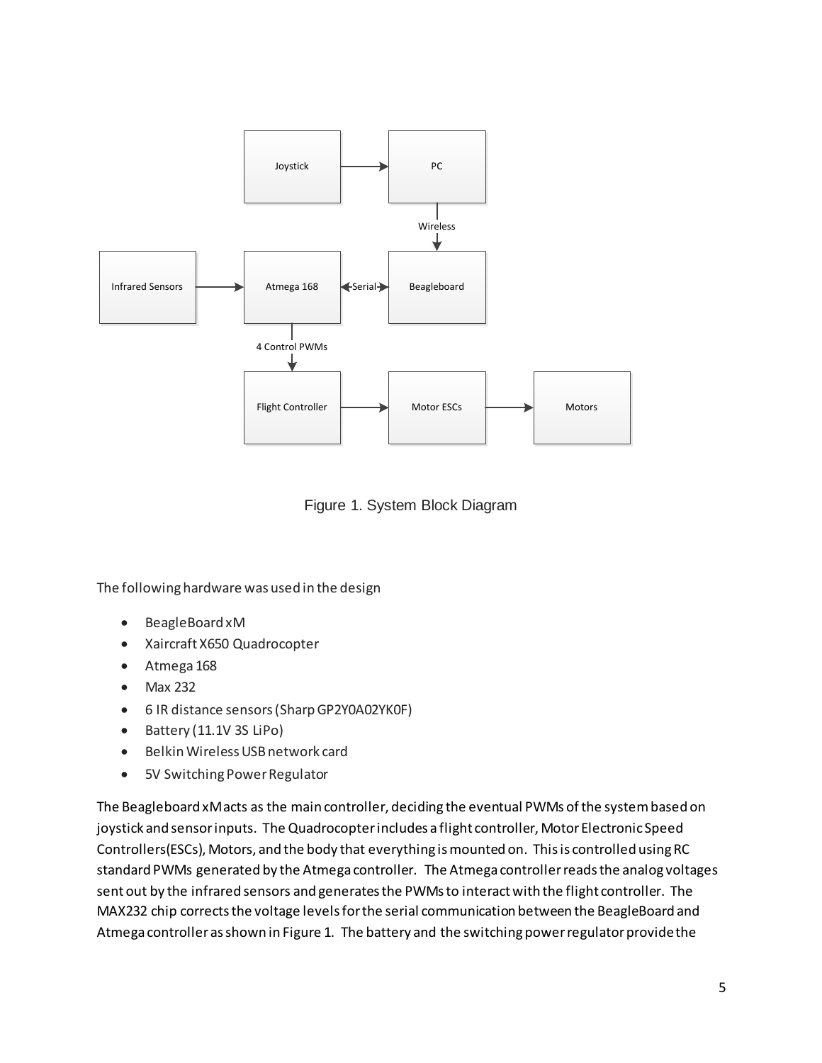Figure 1. System Block Diagram

The following hardware was used in the design

- BeagleBoard xM
- Xaircraft X650 Quadrocopter
- Atmega 168
- Max 232
- 6 IR distance sensors (Sharp GP2Y0A02YK0F)
- Battery (11.1V 3S LiPo)
- Belkin Wireless USB network card
- 5V Switching Power Regulator

The Beagleboard xM acts as the main controller, deciding the eventual PWMs of the system based on joystick and sensor inputs. The Quadrocopter includes a flight controller, Motor Electronic Speed Controllers(ESCs), Motors, and the body that everything is mounted on. This is controlled using RC standard PWMs generated by the Atmega controller. The Atmega controller reads the analog voltages sent out by the infrared sensors and generates the PWMs to interact with the flight controller. The MAX232 chip corrects the voltage levels for the serial communication between the BeagleBoard and Atmega controller as shown in Figure 1. The battery and the switching power regulator provide the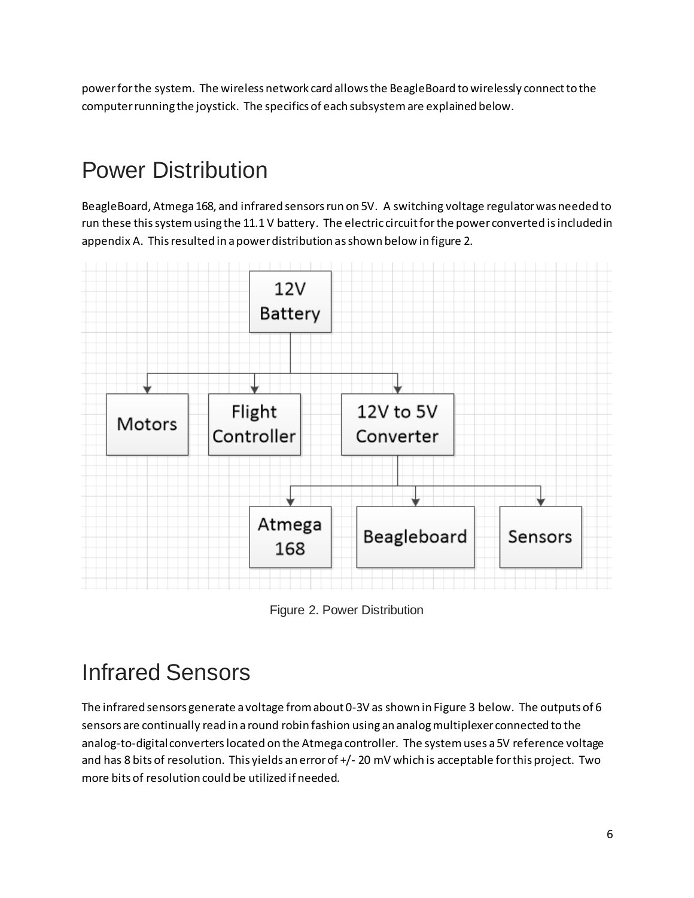power for the system. The wireless network card allows the BeagleBoard to wirelessly connect to the computer running the joystick. The specifics of each subsystem are explained below.

# Power Distribution

BeagleBoard, Atmega 168, and infrared sensors run on 5V. A switching voltage regulator was needed to run these this system using the 11.1 V battery. The electric circuit for the power converted is included in appendix A. This resulted in a power distribution as shown below in figure 2.

Figure 2. Power Distribution

# Infrared Sensors

The infrared sensors generate a voltage from about 0-3V as shown in Figure 3 below. The outputs of 6 sensors are continually read in a round robin fashion using an analog multiplexer connected to the analog-to-digital converters located on the Atmega controller. The system uses a 5V reference voltage and has 8 bits of resolution. This yields an error of +/- 20 mV which is acceptable for this project. Two more bits of resolution could be utilized if needed.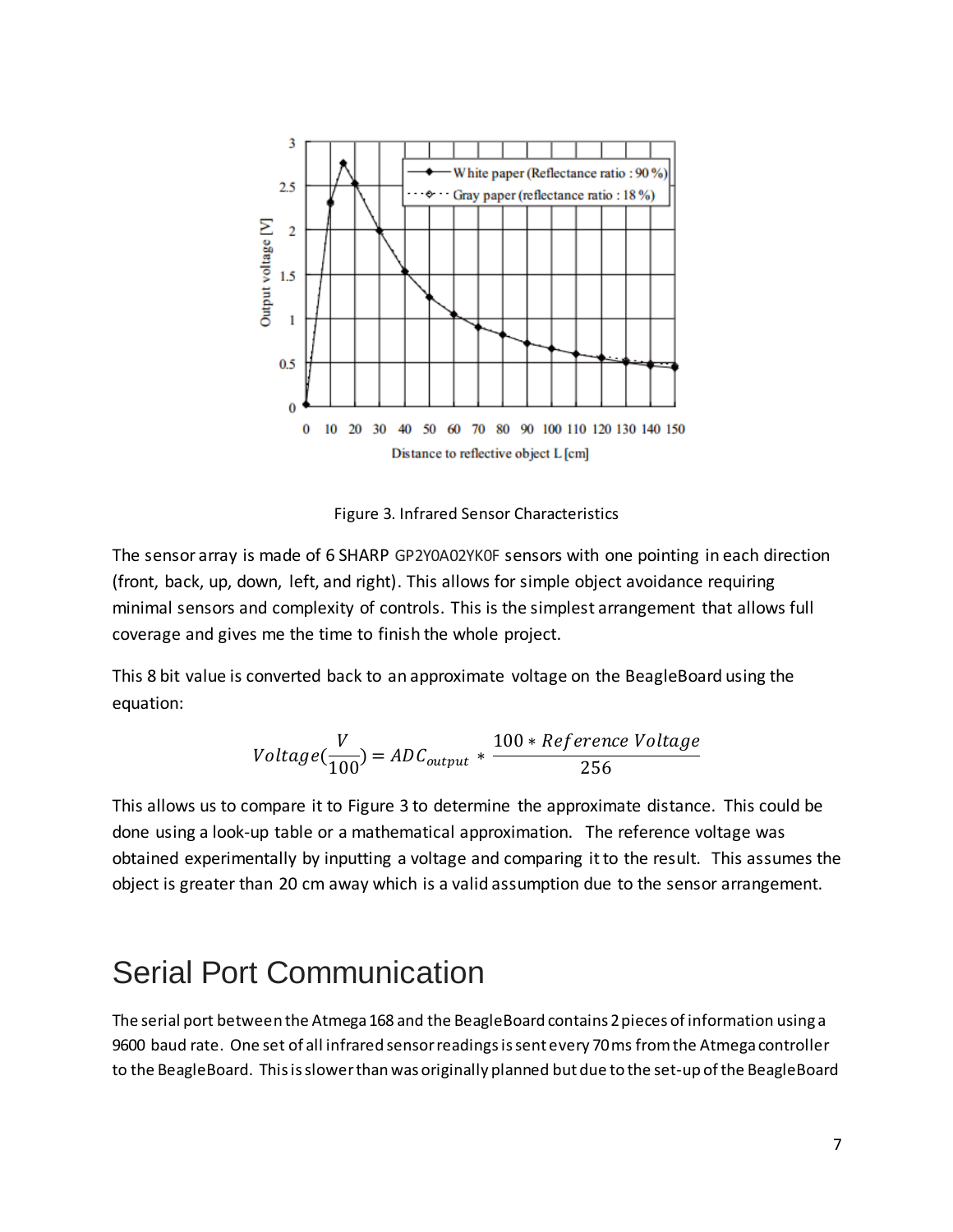Figure 3. Infrared Sensor Characteristics

The sensor array is made of 6 SHARP GP2Y0A02YK0F sensors with one pointing in each direction (front, back, up, down, left, and right). This allows for simple object avoidance requiring minimal sensors and complexity of controls. This is the simplest arrangement that allows full coverage and gives me the time to finish the whole project.

This 8 bit value is converted back to an approximate voltage on the BeagleBoard using the equation:

$$Voltage(\frac{V}{100}) = ADC_{output} * \frac{100 * Reference\ Voltage}{256}$$

This allows us to compare it to Figure 3 to determine the approximate distance. This could be done using a look-up table or a mathematical approximation. The reference voltage was obtained experimentally by inputting a voltage and comparing it to the result. This assumes the object is greater than 20 cm away which is a valid assumption due to the sensor arrangement.

# Serial Port Communication

The serial port between the Atmega 168 and the BeagleBoard contains 2 pieces of information using a 9600 baud rate. One set of all infrared sensor readings is sent every 70 ms from the Atmega controller to the BeagleBoard. This is slower than was originally planned but due to the set-up of the BeagleBoard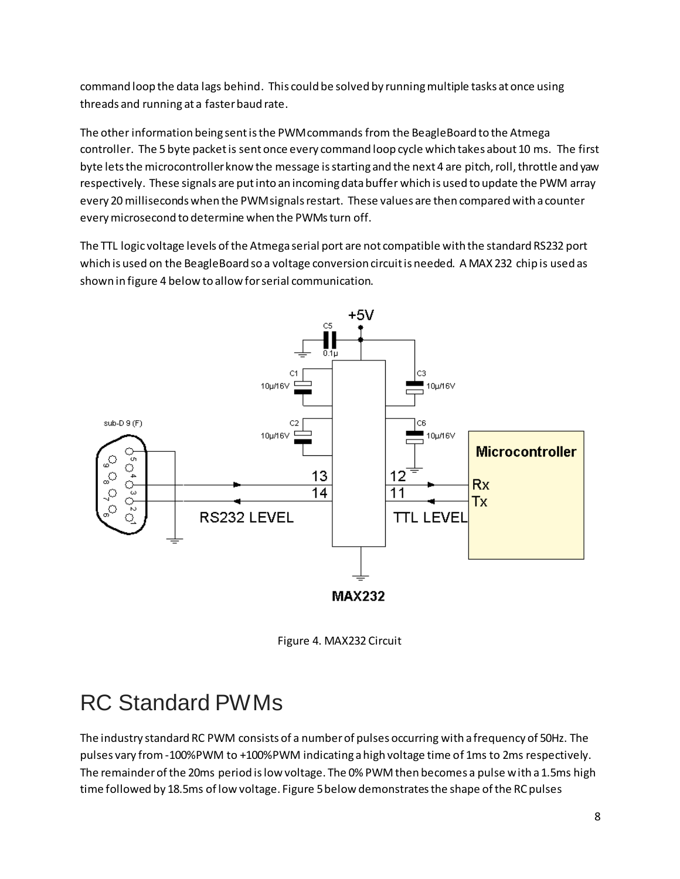command loop the data lags behind. This could be solved by running multiple tasks at once using threads and running at a faster baud rate.

The other information being sent is the PWM commands from the BeagleBoard to the Atmega controller. The 5 byte packet is sent once every command loop cycle which takes about 10 ms. The first byte lets the microcontroller know the message is starting and the next 4 are pitch, roll, throttle and yaw respectively. These signals are put into an incoming data buffer which is used to update the PWM array every 20 milliseconds when the PWM signals restart. These values are then compared with a counter every microsecond to determine when the PWMs turn off.

The TTL logic voltage levels of the Atmega serial port are not compatible with the standard RS232 port which is used on the BeagleBoard so a voltage conversion circuit is needed. A MAX 232 chip is used as shown in figure 4 below to allow for serial communication.

Figure 4. MAX232 Circuit

# RC Standard PWMs

The industry standard RC PWM consists of a number of pulses occurring with a frequency of 50Hz. The pulses vary from -100%PWM to +100%PWM indicating a high voltage time of 1ms to 2ms respectively. The remainder of the 20ms period is low voltage. The 0% PWM then becomes a pulse with a 1.5ms high time followed by 18.5ms of low voltage. Figure 5 below demonstrates the shape of the RC pulses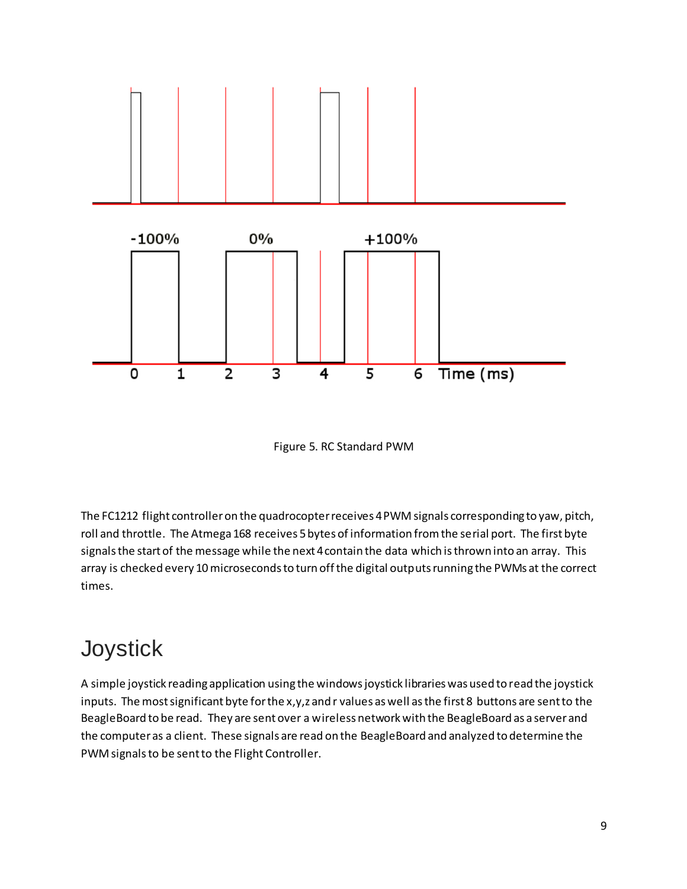Figure 5. RC Standard PWM

The FC1212 flight controller on the quadrocopter receives 4 PWM signals corresponding to yaw, pitch, roll and throttle. The Atmega 168 receives 5 bytes of information from the serial port. The first byte signals the start of the message while the next 4 contain the data which is thrown into an array. This array is checked every 10 microseconds to turn off the digital outputs running the PWMs at the correct times.

# Joystick

A simple joystick reading application using the windows joystick libraries was used to read the joystick inputs. The most significant byte for the x,y,z and r values as well as the first 8 buttons are sent to the BeagleBoard to be read. They are sent over a wireless network with the BeagleBoard as a server and the computer as a client. These signals are read on the BeagleBoard and analyzed to determine the PWM signals to be sent to the Flight Controller.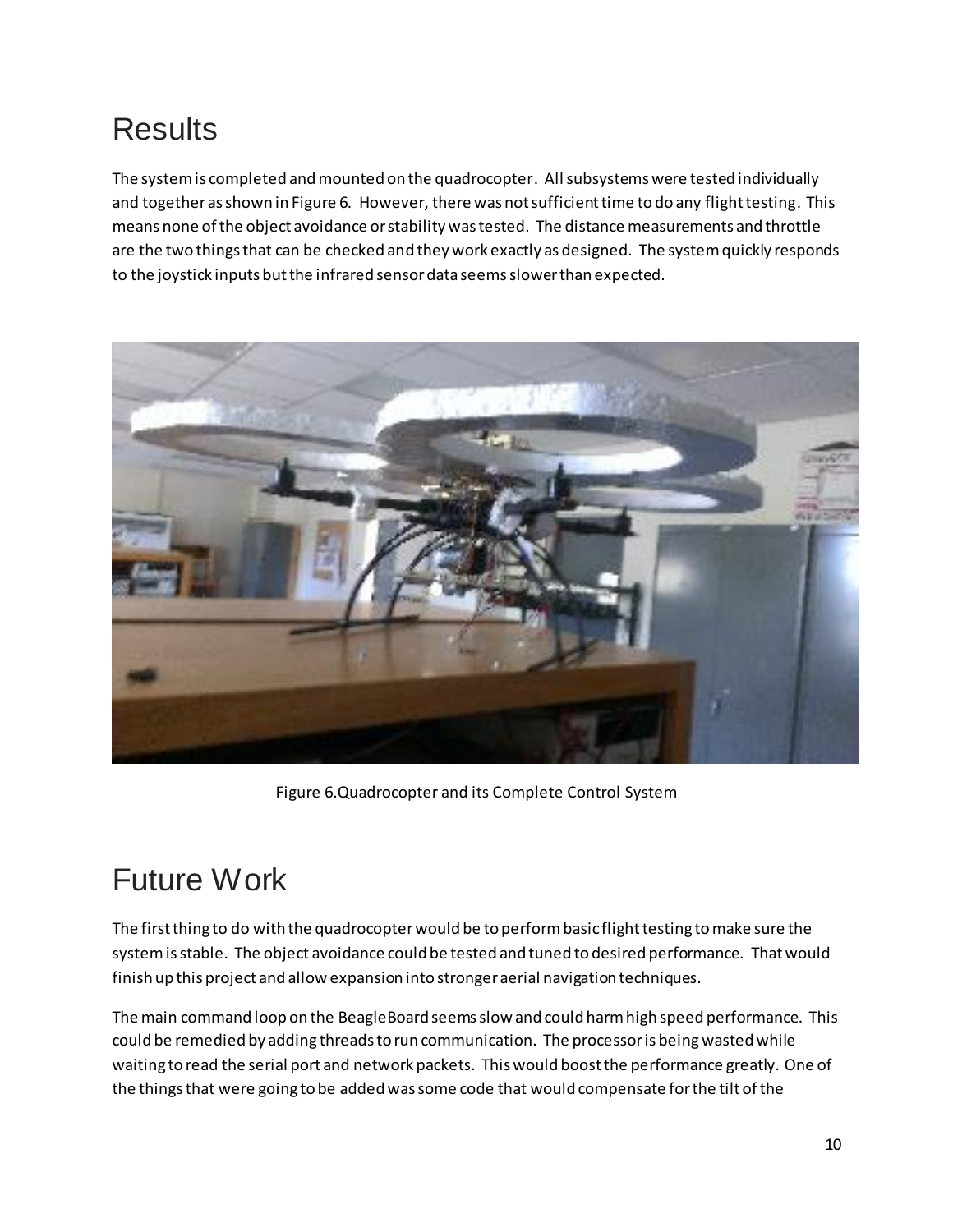# Results

The system is completed and mounted on the quadrocopter. All subsystems were tested individually and together as shown in Figure 6. However, there was not sufficient time to do any flight testing. This means none of the object avoidance or stability was tested. The distance measurements and throttle are the two things that can be checked and they work exactly as designed. The system quickly responds to the joystick inputs but the infrared sensor data seems slower than expected.

Figure 6.Quadrocopter and its Complete Control System

# Future Work

The first thing to do with the quadrocopter would be to perform basic flight testing to make sure the system is stable. The object avoidance could be tested and tuned to desired performance. That would finish up this project and allow expansion into stronger aerial navigation techniques.

The main command loop on the BeagleBoard seems slow and could harm high speed performance. This could be remedied by adding threads to run communication. The processor is being wasted while waiting to read the serial port and network packets. This would boost the performance greatly. One of the things that were going to be added was some code that would compensate for the tilt of the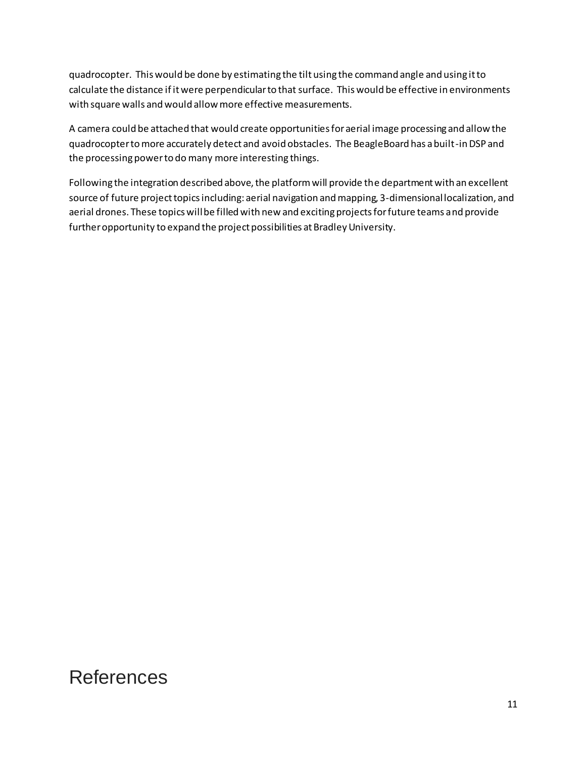quadrocopter. This would be done by estimating the tilt using the command angle and using it to calculate the distance if it were perpendicular to that surface. This would be effective in environments with square walls and would allow more effective measurements.

A camera could be attached that would create opportunities for aerial image processing and allow the quadrocopter to more accurately detect and avoid obstacles. The BeagleBoard has a built-in DSP and the processing power to do many more interesting things.

Following the integration described above, the platform will provide the department with an excellent source of future project topics including: aerial navigation and mapping, 3-dimensional localization, and aerial drones. These topics will be filled with new and exciting projects for future teams and provide further opportunity to expand the project possibilities at Bradley University.

# References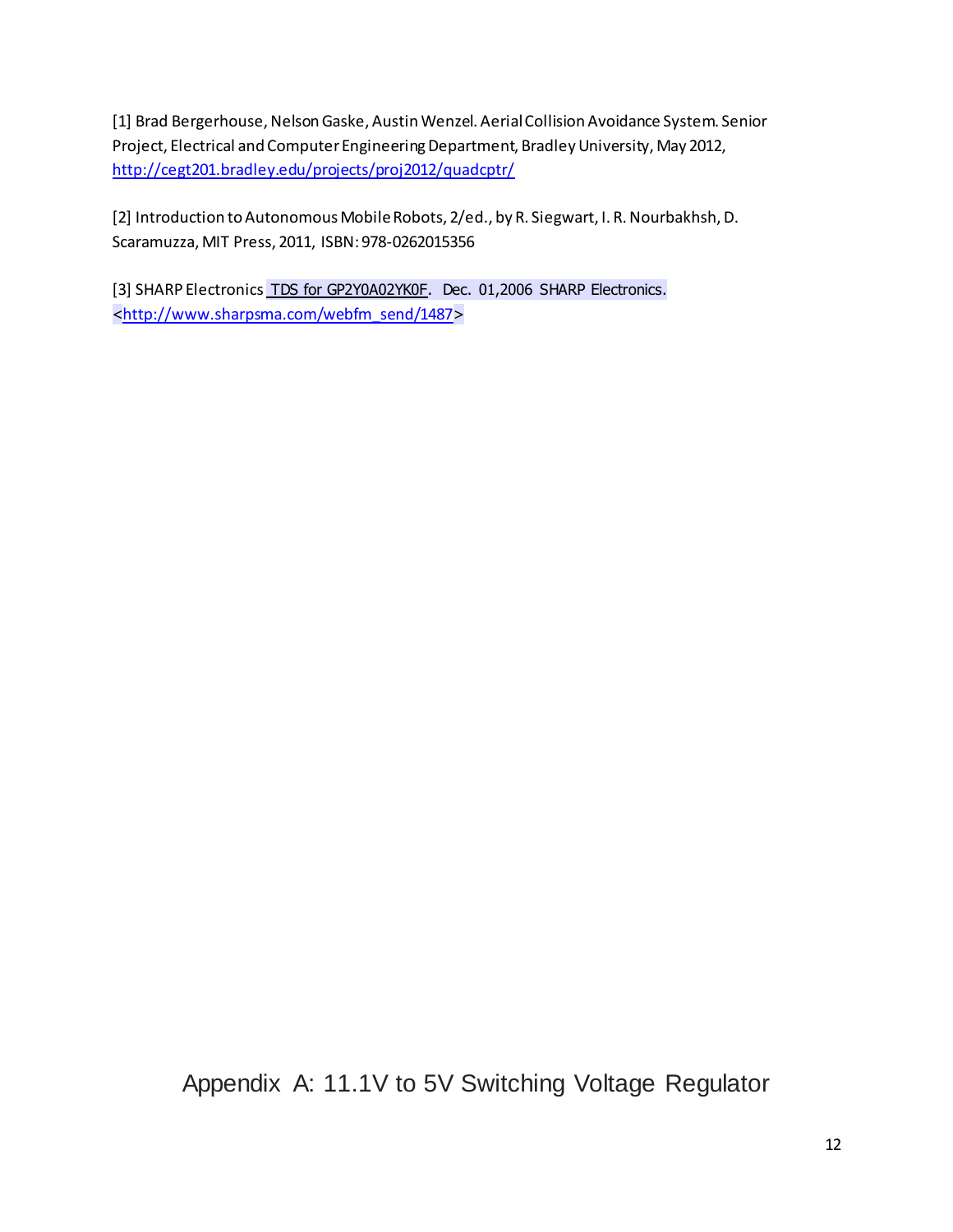[1] Brad Bergerhouse, Nelson Gaske, Austin Wenzel. Aerial Collision Avoidance System. Senior Project, Electrical and Computer Engineering Department, Bradley University, May 2012, http://cegt201.bradley.edu/projects/proj2012/quadcptr/

[2] Introduction to Autonomous Mobile Robots, 2/ed., by R. Siegwart, I. R. Nourbakhsh, D. Scaramuzza, MIT Press, 2011, ISBN: 978-0262015356

[3] SHARP Electronics TDS for GP2Y0A02YK0F. Dec. 01,2006 SHARP Electronics. <http://www.sharpsma.com/webfm_send/1487>

## Appendix A: 11.1V to 5V Switching Voltage Regulator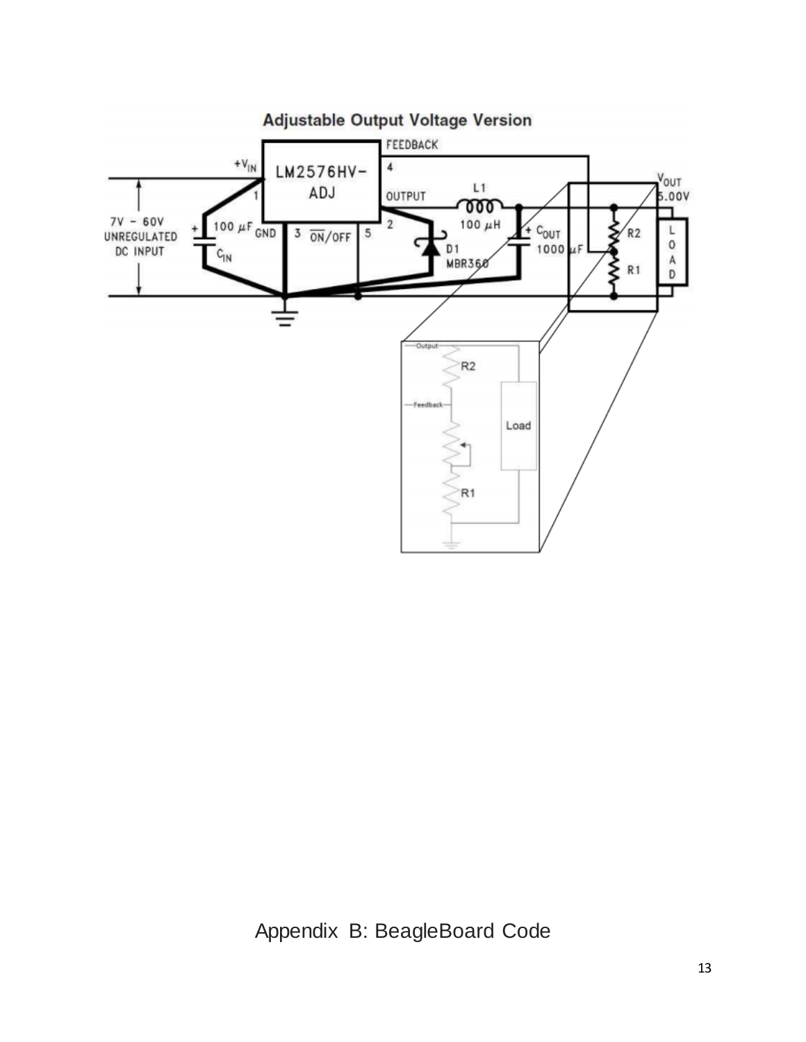# Appendix B: BeagleBoard Code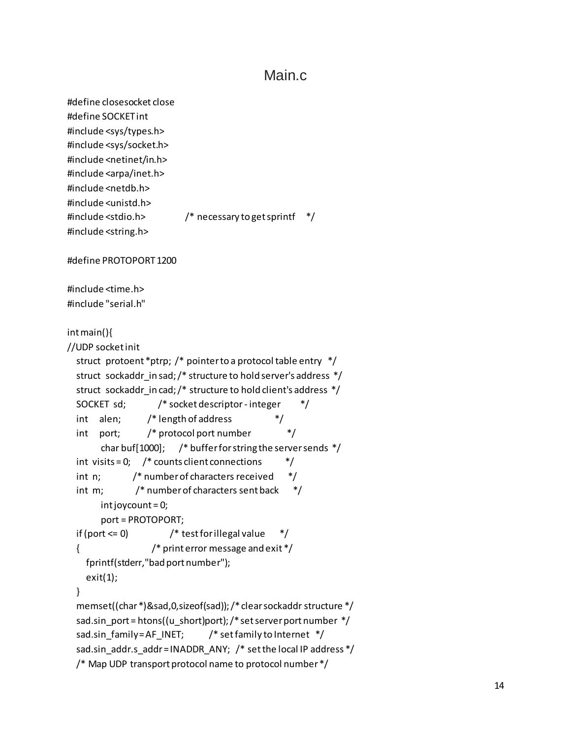# Main.c

```
#define closesocket close
#define SOCKET int
#include <sys/types.h>
#include <sys/socket.h>
#include <netinet/in.h>
#include <arpa/inet.h>
#include <netdb.h>
#include <unistd.h>
#include <stdio.h>              /* necessary to get sprintf    */
#include <string.h>

#define PROTOPORT 1200

#include <time.h>
#include "serial.h"

int main(){
//UDP socket init
   struct  protoent *ptrp;  /* pointer to a protocol table entry   */
   struct  sockaddr_in sad; /* structure to hold server's address  */
   struct  sockaddr_in cad; /* structure to hold client's address  */
   SOCKET  sd;            /* socket descriptor - integer         */
   int     alen;          /* length of address                   */
   int     port;          /* protocol port number                */
          char buf[1000];     /* buffer for string the server sends  */
   int  visits = 0;    /* counts client connections          */
   int  n;            /* number of characters received       */
   int  m;            /* number of characters sent back      */
          int joycount = 0;
          port = PROTOPORT;
   if (port <= 0)              /* test for illegal value       */
   {                          /* print error message and exit */
      fprintf(stderr,"bad port number");
      exit(1);
   }
   memset((char *)&sad,0,sizeof(sad)); /* clear sockaddr structure */
   sad.sin_port = htons((u_short)port); /* set server port number  */
   sad.sin_family = AF_INET;         /* set family to Internet   */
   sad.sin_addr.s_addr = INADDR_ANY;  /* set the local IP address */
   /* Map UDP transport protocol name to protocol number */
```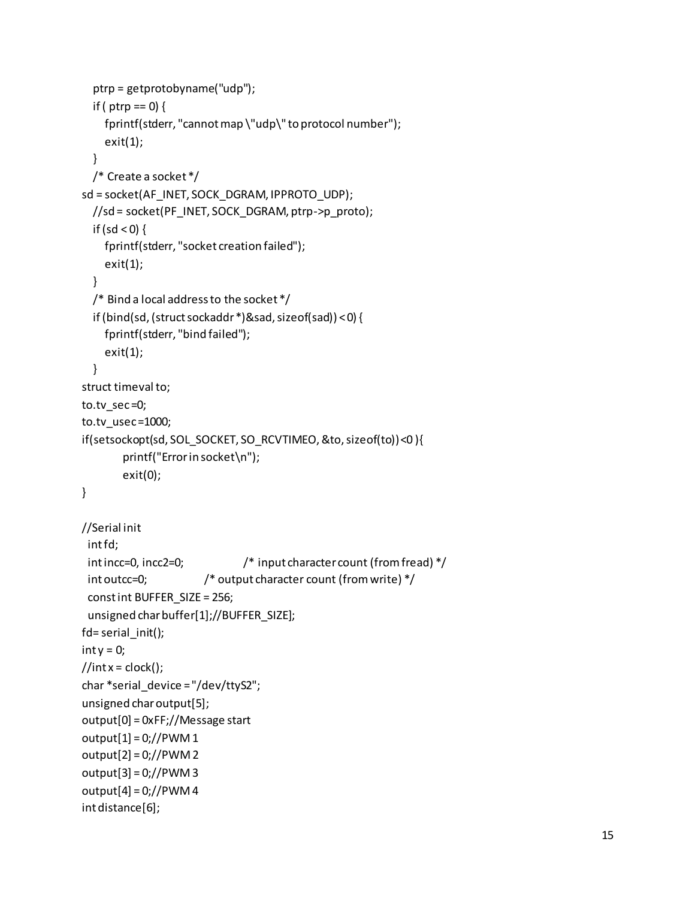```
    ptrp = getprotobyname("udp");
    if ( ptrp == 0) {
        fprintf(stderr, "cannot map \"udp\" to protocol number");
        exit(1);
    }
    /* Create a socket */
sd = socket(AF_INET, SOCK_DGRAM, IPPROTO_UDP);
    //sd = socket(PF_INET, SOCK_DGRAM, ptrp->p_proto);
    if (sd < 0) {
        fprintf(stderr, "socket creation failed");
        exit(1);
    }
    /* Bind a local address to the socket */
    if (bind(sd, (struct sockaddr *)&sad, sizeof(sad)) < 0) {
        fprintf(stderr, "bind failed");
        exit(1);
    }
struct timeval to;
to.tv_sec =0;
to.tv_usec =1000;
if(setsockopt(sd, SOL_SOCKET, SO_RCVTIMEO, &to, sizeof(to)) <0 ){
            printf("Error in socket\n");
            exit(0);
}

//Serial init
  int fd;
  int incc=0, incc2=0;                  /* input character count (from fread) */
  int outcc=0;                 /* output character count (from write) */
  const int BUFFER_SIZE = 256;
  unsigned char buffer[1];//BUFFER_SIZE];
fd= serial_init();
int y = 0;
//int x = clock();
char *serial_device = "/dev/ttyS2";
unsigned char output[5];
output[0] = 0xFF;//Message start
output[1] = 0;//PWM 1
output[2] = 0;//PWM 2
output[3] = 0;//PWM 3
output[4] = 0;//PWM 4
int distance[6];
```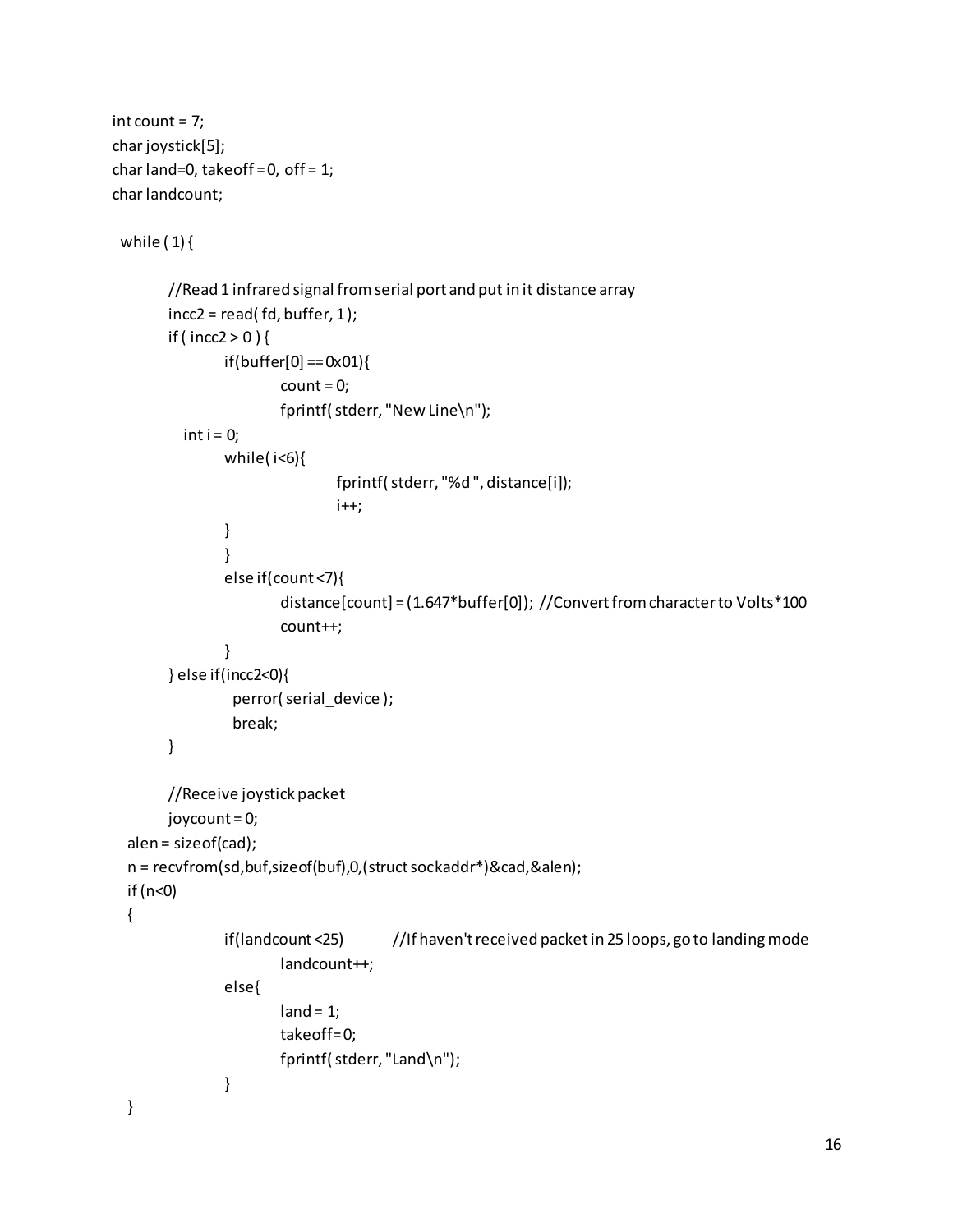```
int count = 7;
char joystick[5];
char land=0, takeoff = 0, off = 1;
char landcount;

 while ( 1) {

        //Read 1 infrared signal from serial port and put in it distance array
        incc2 = read( fd, buffer, 1 );
        if ( incc2 > 0 ) {
                if(buffer[0] == 0x01){
                        count = 0;
                        fprintf( stderr, "New Line\n");
            int i = 0;
                while( i<6){
                                fprintf( stderr, "%d ", distance[i]);
                                i++;
                }
                }
                else if(count <7){
                        distance[count] = (1.647*buffer[0]); //Convert from character to Volts*100
                        count++;
                }
        } else if(incc2<0){
                 perror( serial_device );
                 break;
        }

        //Receive joystick packet
        joycount = 0;
  alen = sizeof(cad);
  n = recvfrom(sd,buf,sizeof(buf),0,(struct sockaddr*)&cad,&alen);
  if (n<0)
  {
                if(landcount <25)        //If haven't received packet in 25 loops, go to landing mode
                        landcount++;
                else{
                        land = 1;
                        takeoff=0;
                        fprintf( stderr, "Land\n");
                }
  }
```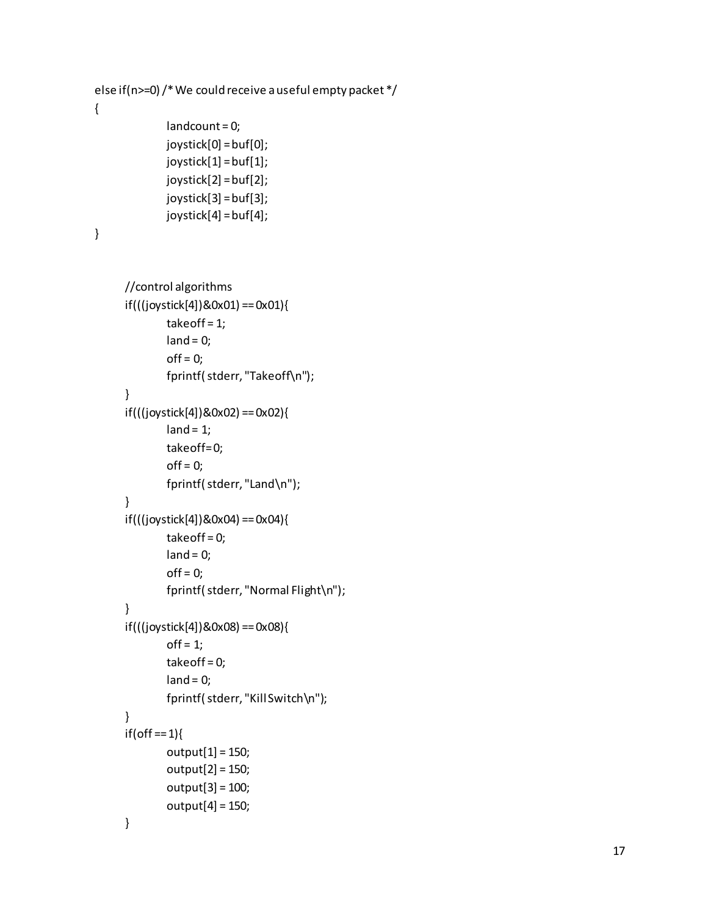```
else if(n>=0) /* We could receive a useful empty packet */
{
        landcount = 0;
        joystick[0] = buf[0];
        joystick[1] = buf[1];
        joystick[2] = buf[2];
        joystick[3] = buf[3];
        joystick[4] = buf[4];
}


    //control algorithms
    if(((joystick[4])&0x01) == 0x01){
        takeoff = 1;
        land = 0;
        off = 0;
        fprintf( stderr, "Takeoff\n");
    }
    if(((joystick[4])&0x02) == 0x02){
        land = 1;
        takeoff=0;
        off = 0;
        fprintf( stderr, "Land\n");
    }
    if(((joystick[4])&0x04) == 0x04){
        takeoff = 0;
        land = 0;
        off = 0;
        fprintf( stderr, "Normal Flight\n");
    }
    if(((joystick[4])&0x08) == 0x08){
        off = 1;
        takeoff = 0;
        land = 0;
        fprintf( stderr, "Kill Switch\n");
    }
    if(off == 1){
        output[1] = 150;
        output[2] = 150;
        output[3] = 100;
        output[4] = 150;
    }
```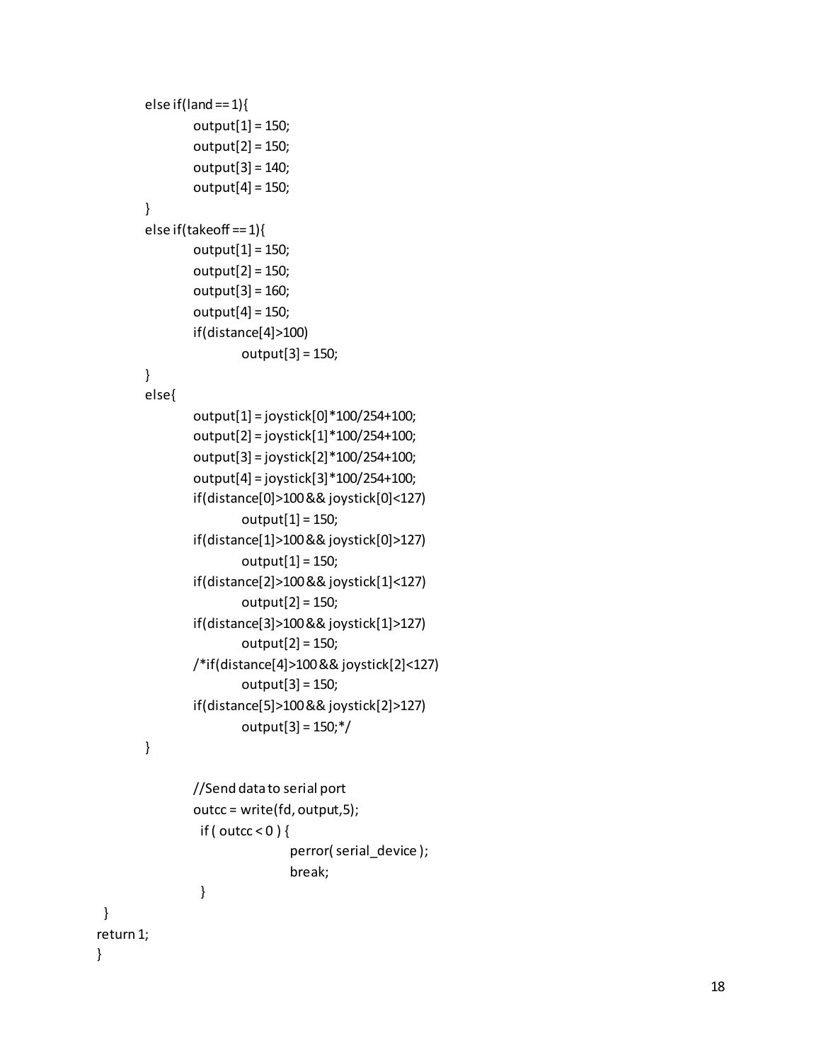```
        else if(land == 1){
                output[1] = 150;
                output[2] = 150;
                output[3] = 140;
                output[4] = 150;
        }
        else if(takeoff == 1){
                output[1] = 150;
                output[2] = 150;
                output[3] = 160;
                output[4] = 150;
                if(distance[4]>100)
                        output[3] = 150;
        }
        else{
                output[1] = joystick[0]*100/254+100;
                output[2] = joystick[1]*100/254+100;
                output[3] = joystick[2]*100/254+100;
                output[4] = joystick[3]*100/254+100;
                if(distance[0]>100 && joystick[0]<127)
                        output[1] = 150;
                if(distance[1]>100 && joystick[0]>127)
                        output[1] = 150;
                if(distance[2]>100 && joystick[1]<127)
                        output[2] = 150;
                if(distance[3]>100 && joystick[1]>127)
                        output[2] = 150;
                /*if(distance[4]>100 && joystick[2]<127)
                        output[3] = 150;
                if(distance[5]>100 && joystick[2]>127)
                        output[3] = 150;*/
        }

                //Send data to serial port
                outcc = write(fd, output,5);
                 if ( outcc < 0 ) {
                                perror( serial_device );
                                break;
                 }
 }
return 1;
}
```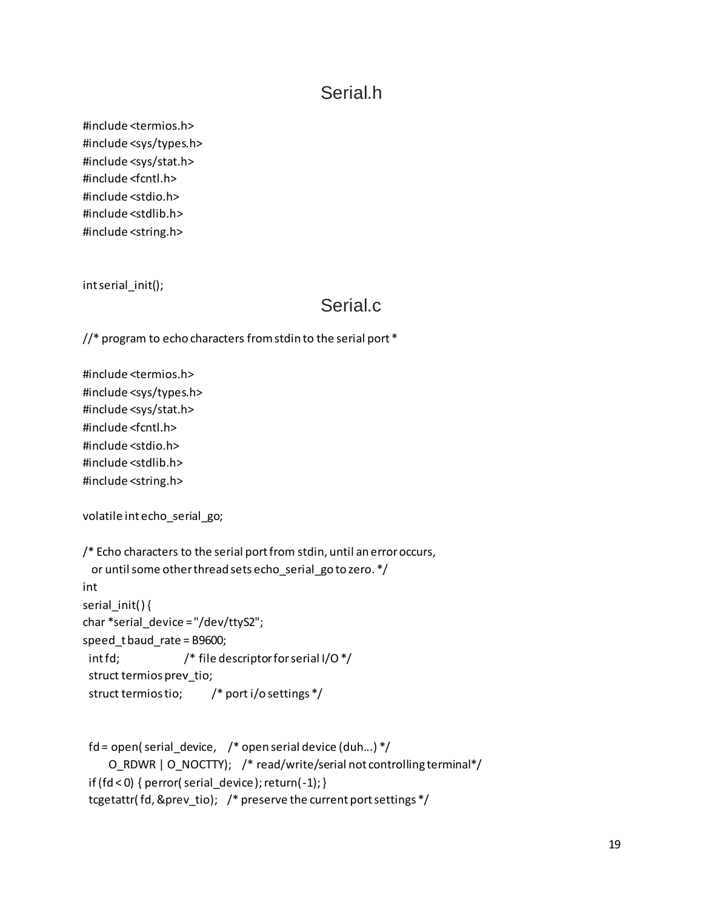## Serial.h

```c
#include <termios.h>
#include <sys/types.h>
#include <sys/stat.h>
#include <fcntl.h>
#include <stdio.h>
#include <stdlib.h>
#include <string.h>


int serial_init();
```

## Serial.c

```c
//* program to echo characters from stdin to the serial port *

#include <termios.h>
#include <sys/types.h>
#include <sys/stat.h>
#include <fcntl.h>
#include <stdio.h>
#include <stdlib.h>
#include <string.h>

volatile int echo_serial_go;

/* Echo characters to the serial port from stdin, until an error occurs,
   or until some other thread sets echo_serial_go to zero. */
int
serial_init() {
char *serial_device = "/dev/ttyS2";
speed_t baud_rate = B9600;
  int fd;                  /* file descriptor for serial I/O */
  struct termios prev_tio;
  struct termios tio;        /* port i/o settings */


  fd = open( serial_device,    /* open serial device (duh...) */
       O_RDWR | O_NOCTTY);    /* read/write/serial not controlling terminal*/
  if (fd < 0) { perror( serial_device ); return(-1); }
  tcgetattr( fd, &prev_tio);    /* preserve the current port settings */
```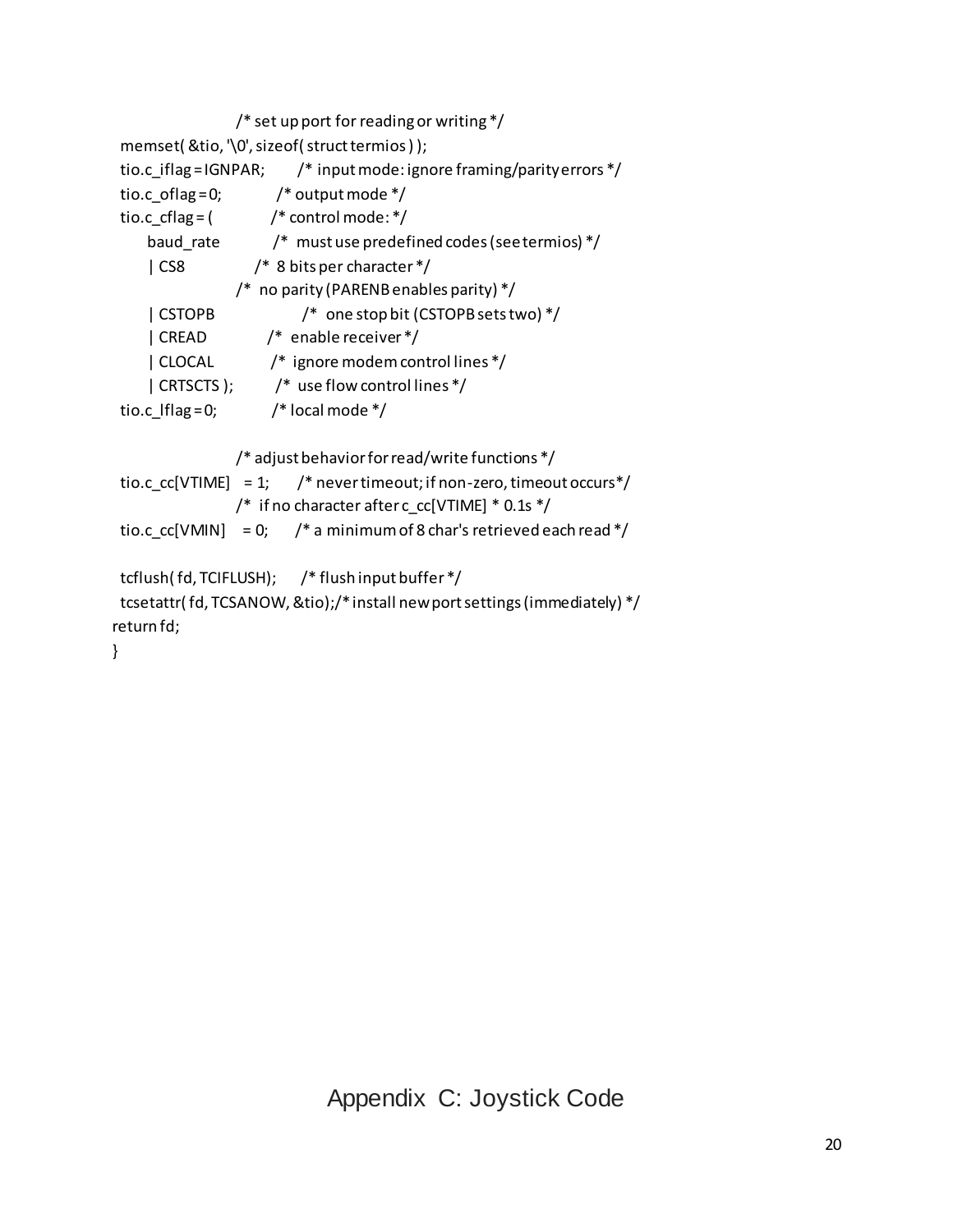```
                        /* set up port for reading or writing */
  memset( &tio, '\0', sizeof( struct termios ) );
  tio.c_iflag = IGNPAR;        /* input mode: ignore framing/parity errors */
  tio.c_oflag = 0;             /* output mode */
  tio.c_cflag = (              /* control mode: */
       baud_rate               /*  must use predefined codes (see termios) */
       | CS8                   /*  8 bits per character */
                               /*  no parity (PARENB enables parity) */
       | CSTOPB                /*  one stop bit (CSTOPB sets two) */
       | CREAD                 /*  enable receiver */
       | CLOCAL                /*  ignore modem control lines */
       | CRTSCTS );            /*  use flow control lines */
  tio.c_lflag = 0;             /* local mode */

                        /* adjust behavior for read/write functions */
  tio.c_cc[VTIME]   = 1;       /* never timeout; if non-zero, timeout occurs*/
                               /*  if no character after c_cc[VTIME] * 0.1s */
  tio.c_cc[VMIN]    = 0;       /* a minimum of 8 char's retrieved each read */

  tcflush( fd, TCIFLUSH);      /* flush input buffer */
  tcsetattr( fd, TCSANOW, &tio);/* install new port settings (immediately) */
return fd;
}
```

# Appendix C: Joystick Code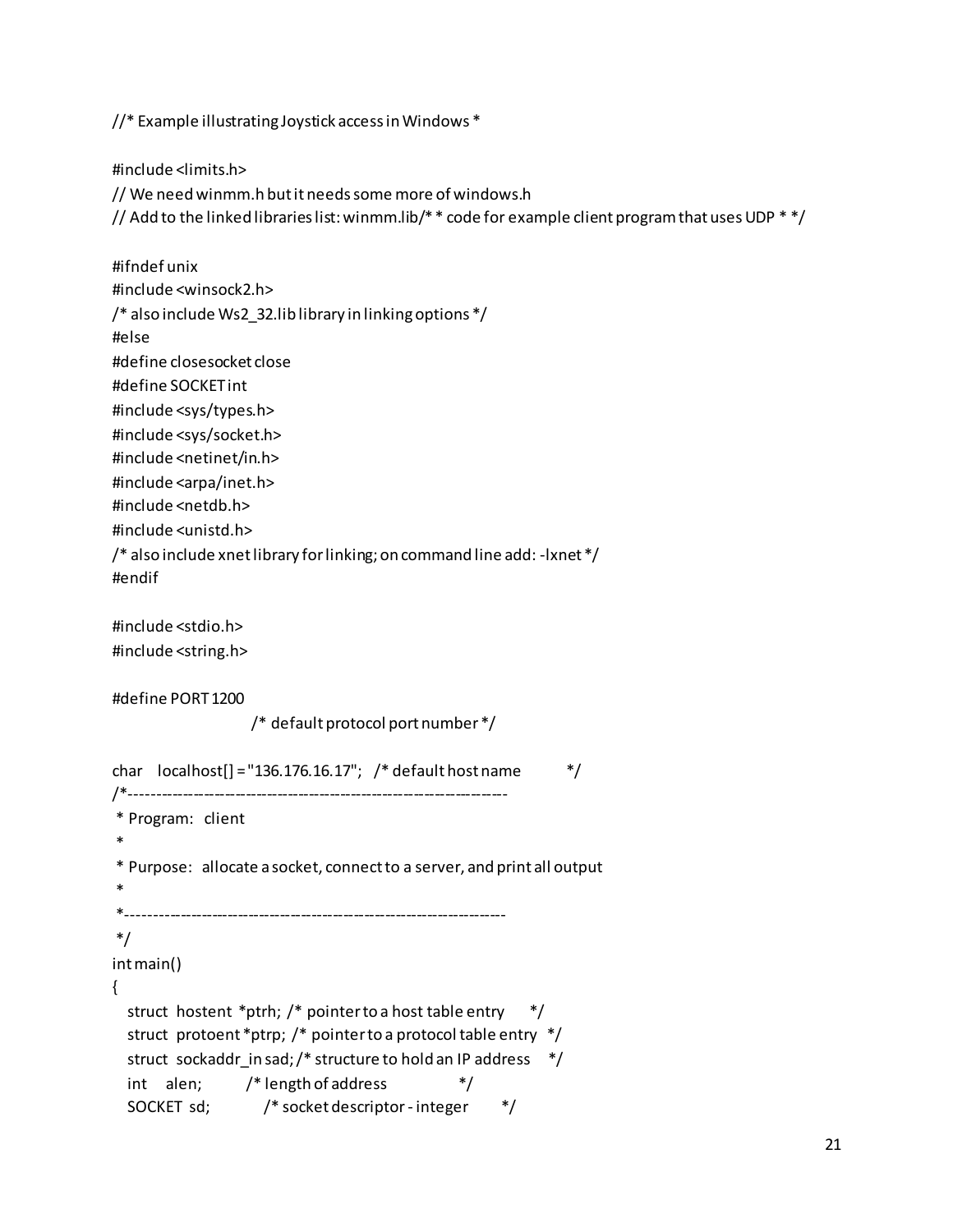```
//* Example illustrating Joystick access in Windows *

#include <limits.h>
// We need winmm.h but it needs some more of windows.h
// Add to the linked libraries list: winmm.lib/* * code for example client program that uses UDP * */

#ifndef unix
#include <winsock2.h>
/* also include Ws2_32.lib library in linking options */
#else
#define closesocket close
#define SOCKET int
#include <sys/types.h>
#include <sys/socket.h>
#include <netinet/in.h>
#include <arpa/inet.h>
#include <netdb.h>
#include <unistd.h>
/* also include xnet library for linking; on command line add: -lxnet */
#endif

#include <stdio.h>
#include <string.h>

#define PORT 1200
                        /* default protocol port number */

char   localhost[] = "136.176.16.17";   /* default host name          */
/*----------------------------------------------------------------------
 * Program:   client
 *
 * Purpose:   allocate a socket, connect to a server, and print all output
 *
 *----------------------------------------------------------------------
 */
int main()
{
   struct  hostent  *ptrh;  /* pointer to a host table entry      */
   struct  protoent *ptrp;  /* pointer to a protocol table entry  */
   struct  sockaddr_in sad; /* structure to hold an IP address    */
   int     alen;            /* length of address                  */
   SOCKET  sd;              /* socket descriptor - integer        */
```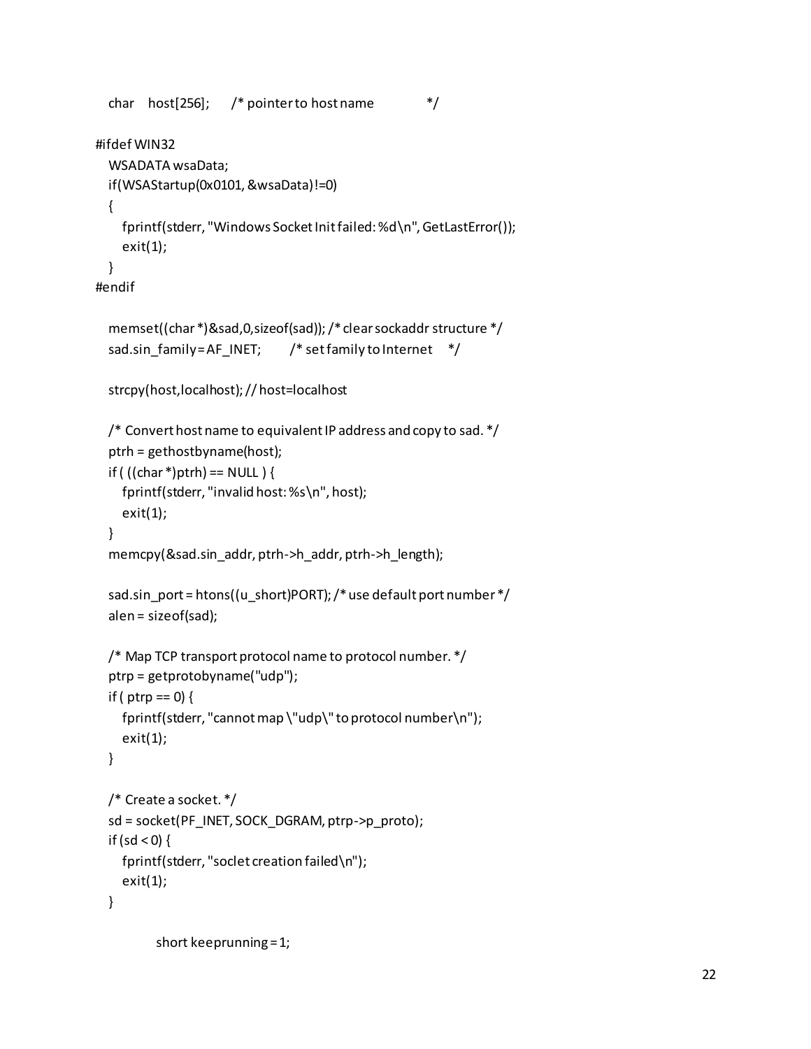```
   char    host[256];      /* pointer to host name              */

#ifdef WIN32
   WSADATA wsaData;
   if(WSAStartup(0x0101, &wsaData)!=0)
   {
      fprintf(stderr, "Windows Socket Init failed: %d\n", GetLastError());
      exit(1);
   }
#endif

   memset((char *)&sad,0,sizeof(sad)); /* clear sockaddr structure */
   sad.sin_family = AF_INET;        /* set family to Internet     */

   strcpy(host,localhost); // host=localhost

   /* Convert host name to equivalent IP address and copy to sad. */
   ptrh = gethostbyname(host);
   if ( ((char *)ptrh) == NULL ) {
      fprintf(stderr, "invalid host: %s\n", host);
      exit(1);
   }
   memcpy(&sad.sin_addr, ptrh->h_addr, ptrh->h_length);

   sad.sin_port = htons((u_short)PORT); /* use default port number */
   alen = sizeof(sad);

   /* Map TCP transport protocol name to protocol number. */
   ptrp = getprotobyname("udp");
   if ( ptrp == 0) {
      fprintf(stderr, "cannot map \"udp\" to protocol number\n");
      exit(1);
   }

   /* Create a socket. */
   sd = socket(PF_INET, SOCK_DGRAM, ptrp->p_proto);
   if (sd < 0) {
      fprintf(stderr, "soclet creation failed\n");
      exit(1);
   }

           short keeprunning = 1;
```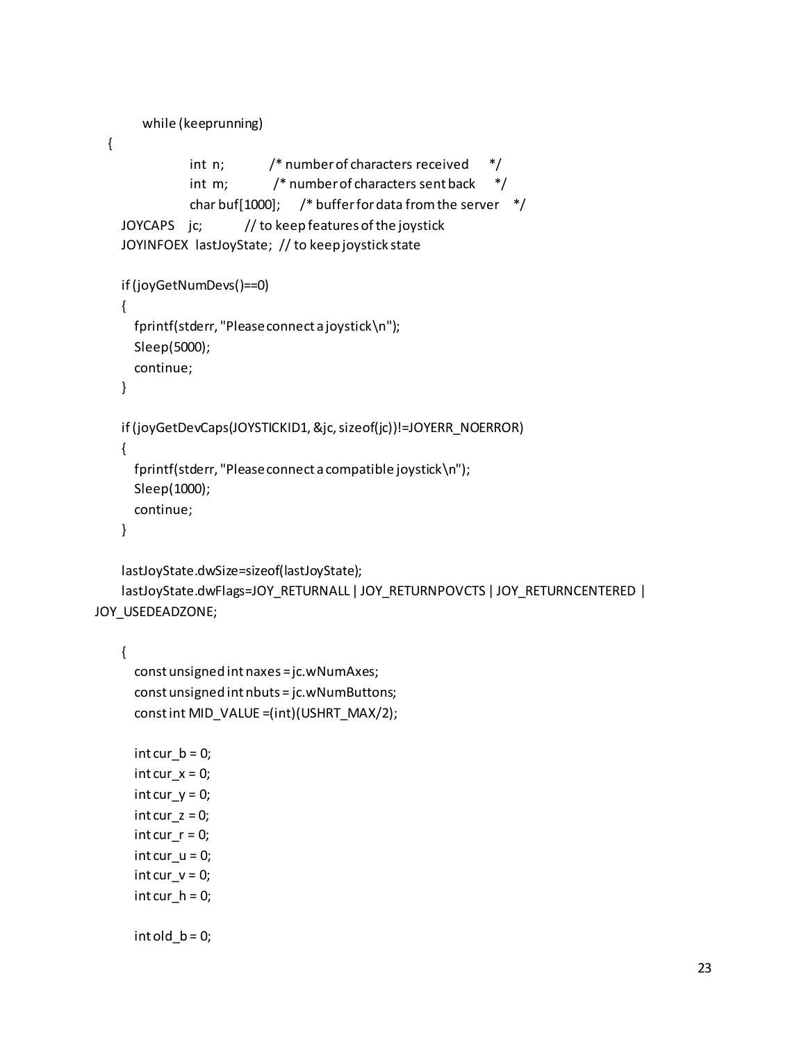```
        while (keeprunning)
  {
                int  n;          /* number of characters received     */
                int  m;          /* number of characters sent back     */
                char buf[1000];    /* buffer for data from the server    */
     JOYCAPS    jc;          // to keep features of the joystick
     JOYINFOEX  lastJoyState;  // to keep joystick state

     if (joyGetNumDevs()==0)
     {
        fprintf(stderr, "Please connect a joystick\n");
        Sleep(5000);
        continue;
     }

     if (joyGetDevCaps(JOYSTICKID1, &jc, sizeof(jc))!=JOYERR_NOERROR)
     {
        fprintf(stderr, "Please connect a compatible joystick\n");
        Sleep(1000);
        continue;
     }

     lastJoyState.dwSize=sizeof(lastJoyState);
     lastJoyState.dwFlags=JOY_RETURNALL | JOY_RETURNPOVCTS | JOY_RETURNCENTERED |
JOY_USEDEADZONE;

     {
        const unsigned int naxes = jc.wNumAxes;
        const unsigned int nbuts = jc.wNumButtons;
        const int MID_VALUE =(int)(USHRT_MAX/2);

        int cur_b = 0;
        int cur_x = 0;
        int cur_y = 0;
        int cur_z = 0;
        int cur_r = 0;
        int cur_u = 0;
        int cur_v = 0;
        int cur_h = 0;

        int old_b = 0;
```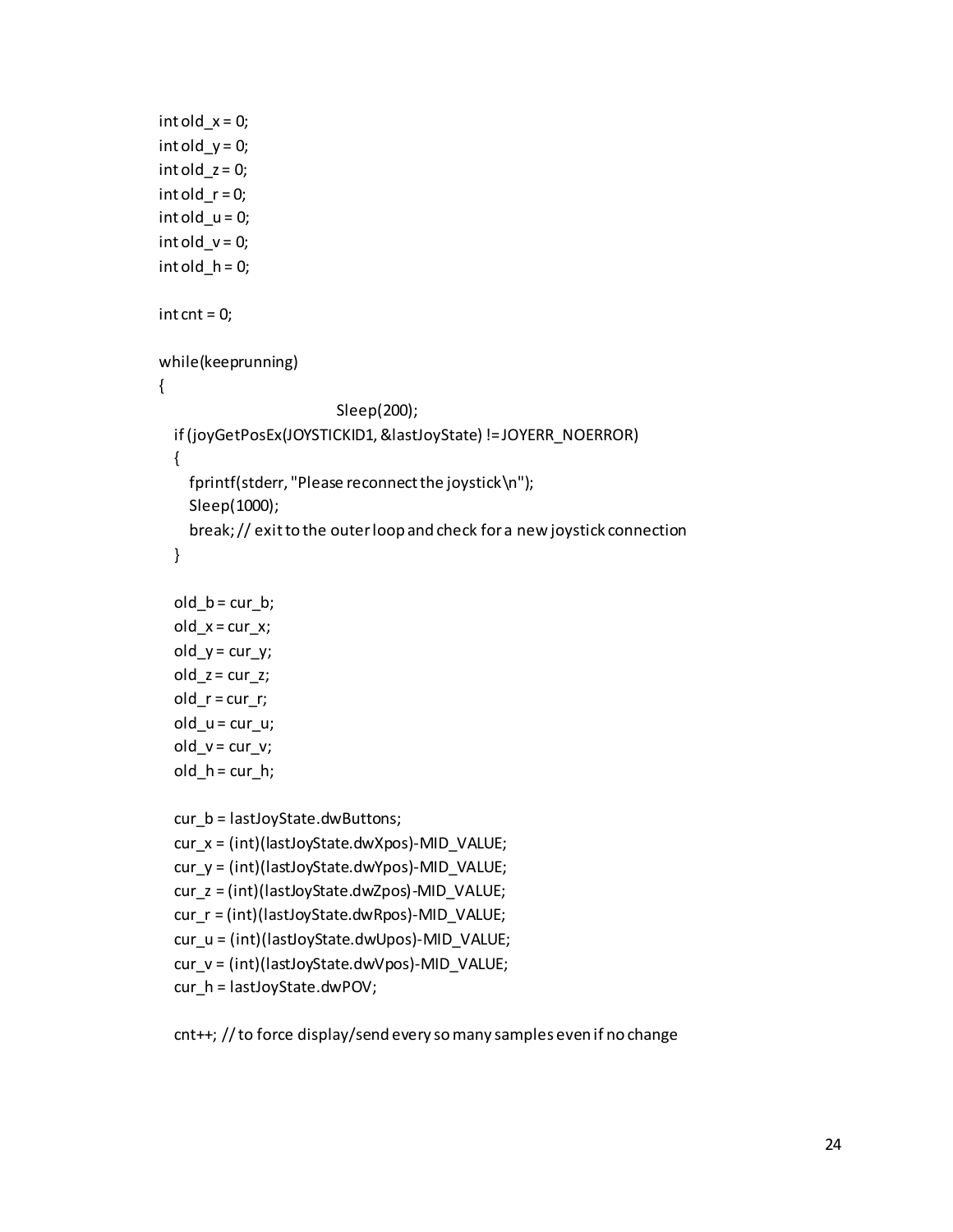```
int old_x = 0;
int old_y = 0;
int old_z = 0;
int old_r = 0;
int old_u = 0;
int old_v = 0;
int old_h = 0;

int cnt = 0;

while(keeprunning)
{
                                Sleep(200);
  if (joyGetPosEx(JOYSTICKID1, &lastJoyState) != JOYERR_NOERROR)
  {
    fprintf(stderr, "Please reconnect the joystick\n");
    Sleep(1000);
    break; // exit to the outer loop and check for a new joystick connection
  }

  old_b = cur_b;
  old_x = cur_x;
  old_y = cur_y;
  old_z = cur_z;
  old_r = cur_r;
  old_u = cur_u;
  old_v = cur_v;
  old_h = cur_h;

  cur_b = lastJoyState.dwButtons;
  cur_x = (int)(lastJoyState.dwXpos)-MID_VALUE;
  cur_y = (int)(lastJoyState.dwYpos)-MID_VALUE;
  cur_z = (int)(lastJoyState.dwZpos)-MID_VALUE;
  cur_r = (int)(lastJoyState.dwRpos)-MID_VALUE;
  cur_u = (int)(lastJoyState.dwUpos)-MID_VALUE;
  cur_v = (int)(lastJoyState.dwVpos)-MID_VALUE;
  cur_h = lastJoyState.dwPOV;

  cnt++; // to force display/send every so many samples even if no change
```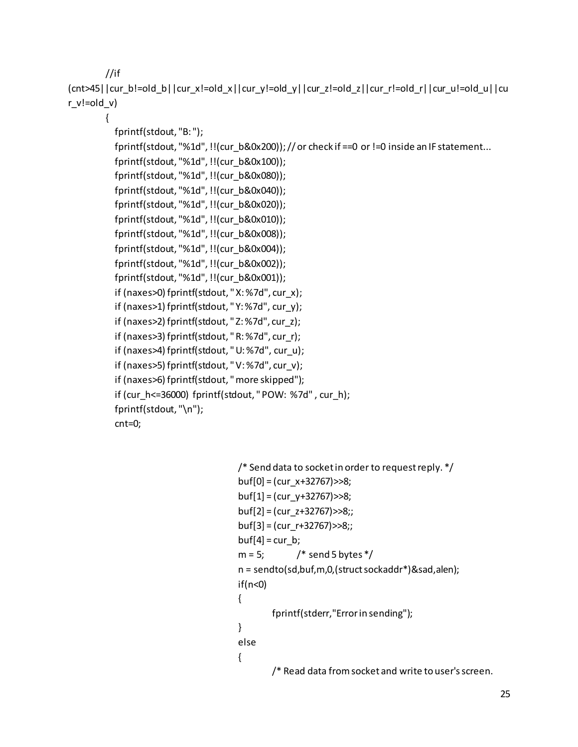```
        //if
(cnt>45||cur_b!=old_b||cur_x!=old_x||cur_y!=old_y||cur_z!=old_z||cur_r!=old_r||cur_u!=old_u||cu
r_v!=old_v)
        {
          fprintf(stdout, "B: ");
          fprintf(stdout, "%1d", !!(cur_b&0x200)); // or check if ==0 or !=0 inside an IF statement...
          fprintf(stdout, "%1d", !!(cur_b&0x100));
          fprintf(stdout, "%1d", !!(cur_b&0x080));
          fprintf(stdout, "%1d", !!(cur_b&0x040));
          fprintf(stdout, "%1d", !!(cur_b&0x020));
          fprintf(stdout, "%1d", !!(cur_b&0x010));
          fprintf(stdout, "%1d", !!(cur_b&0x008));
          fprintf(stdout, "%1d", !!(cur_b&0x004));
          fprintf(stdout, "%1d", !!(cur_b&0x002));
          fprintf(stdout, "%1d", !!(cur_b&0x001));
          if (naxes>0) fprintf(stdout, " X: %7d", cur_x);
          if (naxes>1) fprintf(stdout, " Y: %7d", cur_y);
          if (naxes>2) fprintf(stdout, " Z: %7d", cur_z);
          if (naxes>3) fprintf(stdout, " R: %7d", cur_r);
          if (naxes>4) fprintf(stdout, " U: %7d", cur_u);
          if (naxes>5) fprintf(stdout, " V: %7d", cur_v);
          if (naxes>6) fprintf(stdout, " more skipped");
          if (cur_h<=36000)  fprintf(stdout, " POW:  %7d" , cur_h);
          fprintf(stdout, "\n");
          cnt=0;


                              /* Send data to socket in order to request reply. */
                              buf[0] = (cur_x+32767)>>8;
                              buf[1] = (cur_y+32767)>>8;
                              buf[2] = (cur_z+32767)>>8;;
                              buf[3] = (cur_r+32767)>>8;;
                              buf[4] = cur_b;
                              m = 5;          /* send 5 bytes */
                              n = sendto(sd,buf,m,0,(struct sockaddr*)&sad,alen);
                              if(n<0)
                              {
                                        fprintf(stderr,"Error in sending");
                              }
                              else
                              {
                                        /* Read data from socket and write to user's screen.
```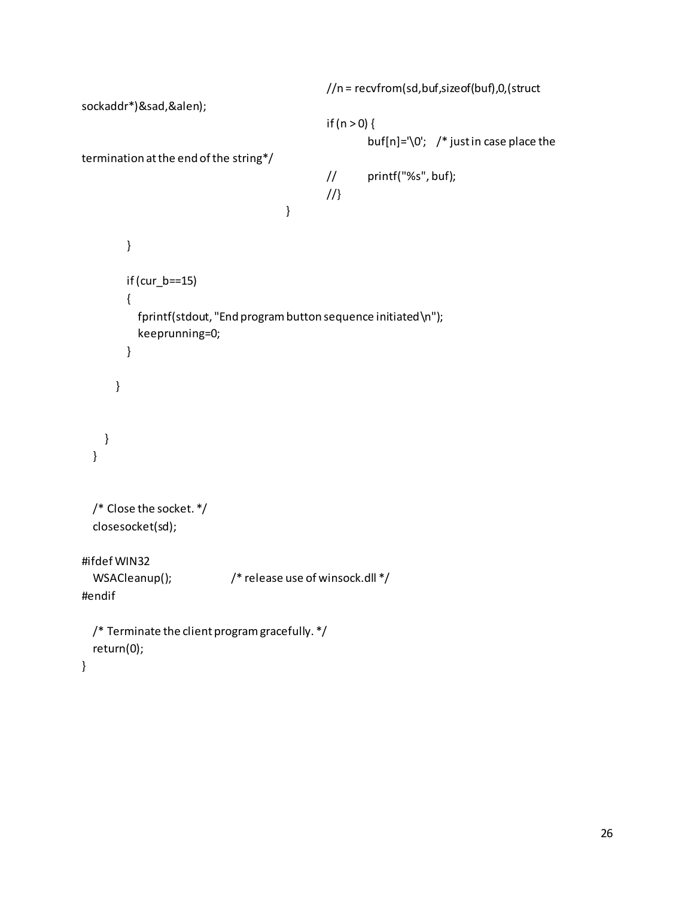```
                                        //n = recvfrom(sd,buf,sizeof(buf),0,(struct
sockaddr*)&sad,&alen);
                                        if (n > 0) {
                                                buf[n]='\0';   /* just in case place the
termination at the end of the string*/
                                        //      printf("%s", buf);
                                        //}
                                }

            }

            if (cur_b==15)
            {
              fprintf(stdout, "End program button sequence initiated\n");
              keeprunning=0;
            }

        }


      }
   }


   /* Close the socket. */
   closesocket(sd);

#ifdef WIN32
   WSACleanup();              /* release use of winsock.dll */
#endif

   /* Terminate the client program gracefully. */
   return(0);
}
```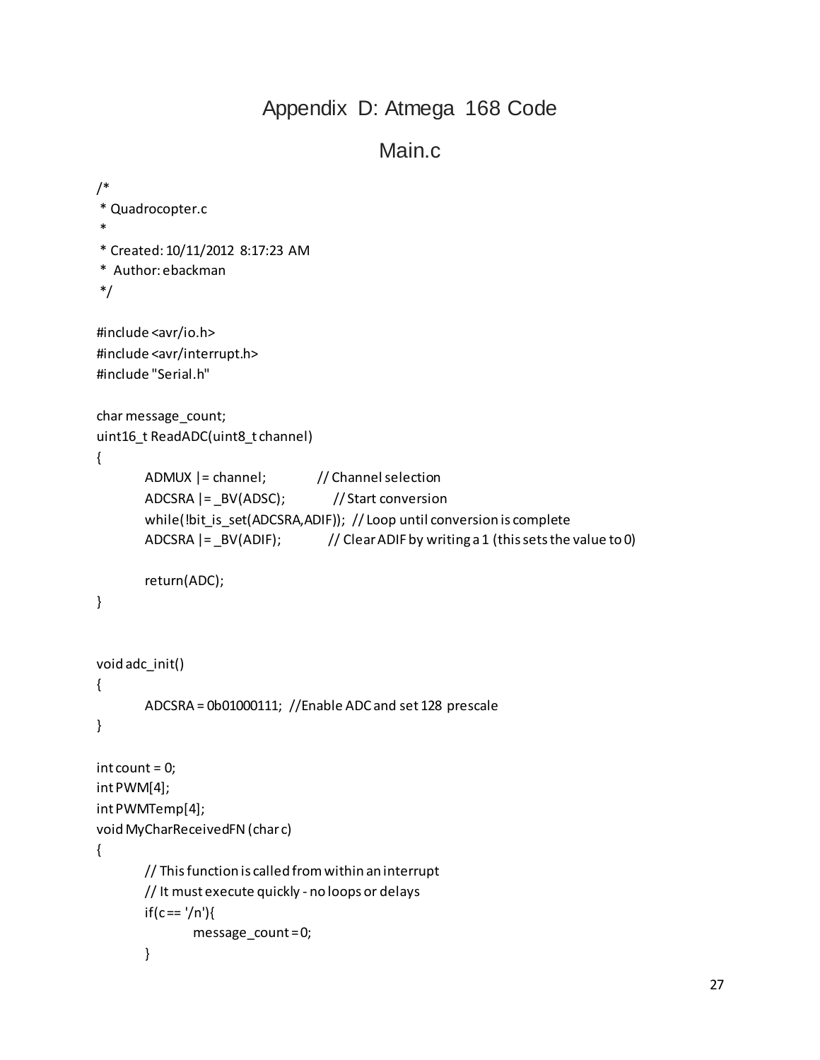# Appendix D: Atmega 168 Code

## Main.c

```
/*
 * Quadrocopter.c
 *
 * Created: 10/11/2012 8:17:23 AM
 *  Author: ebackman
 */

#include <avr/io.h>
#include <avr/interrupt.h>
#include "Serial.h"

char message_count;
uint16_t ReadADC(uint8_t channel)
{
        ADMUX |= channel;           // Channel selection
        ADCSRA |= _BV(ADSC);         // Start conversion
        while(!bit_is_set(ADCSRA,ADIF)); // Loop until conversion is complete
        ADCSRA |= _BV(ADIF);         // Clear ADIF by writing a 1 (this sets the value to 0)

        return(ADC);
}


void adc_init()
{
        ADCSRA = 0b01000111;  //Enable ADC and set 128 prescale
}

int count = 0;
int PWM[4];
int PWMTemp[4];
void MyCharReceivedFN (char c)
{
        // This function is called from within an interrupt
        // It must execute quickly - no loops or delays
        if(c == '/n'){
                message_count = 0;
        }
```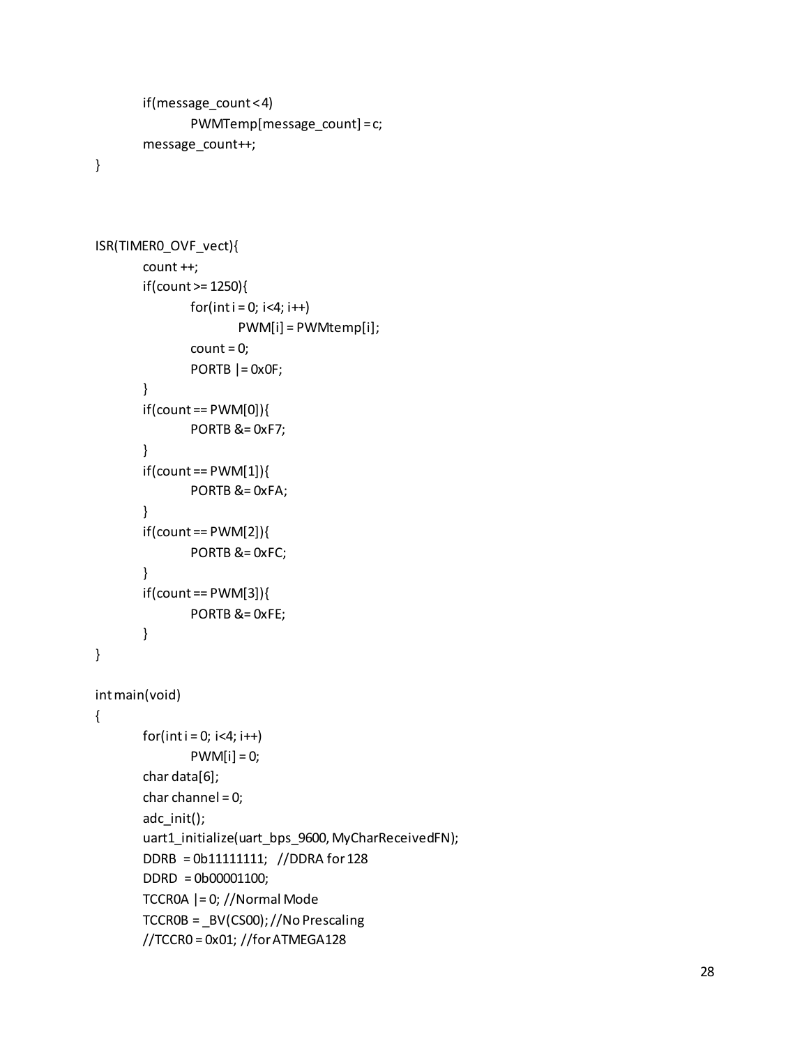```
	if(message_count < 4)
		PWMTemp[message_count] = c;
	message_count++;
}



ISR(TIMER0_OVF_vect){
	count ++;
	if(count >= 1250){
		for(int i = 0; i<4; i++)
			PWM[i] = PWMtemp[i];
		count = 0;
		PORTB |= 0x0F;
	}
	if(count == PWM[0]){
		PORTB &= 0xF7;
	}
	if(count == PWM[1]){
		PORTB &= 0xFA;
	}
	if(count == PWM[2]){
		PORTB &= 0xFC;
	}
	if(count == PWM[3]){
		PORTB &= 0xFE;
	}
}

int main(void)
{
	for(int i = 0; i<4; i++)
		PWM[i] = 0;
	char data[6];
	char channel = 0;
	adc_init();
	uart1_initialize(uart_bps_9600, MyCharReceivedFN);
	DDRB  = 0b11111111;   //DDRA for 128
	DDRD  = 0b00001100;
	TCCR0A |= 0; //Normal Mode
	TCCR0B = _BV(CS00); //No Prescaling
	//TCCR0 = 0x01; //for ATMEGA128
```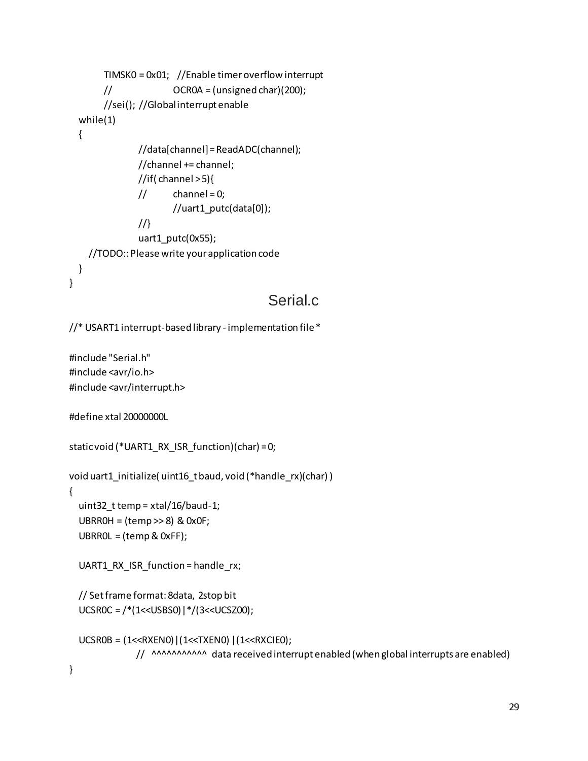```
        TIMSK0 = 0x01;   //Enable timer overflow interrupt
        //                    OCR0A = (unsigned char)(200);
        //sei(); //Global interrupt enable
    while(1)
    {
                //data[channel] = ReadADC(channel);
                //channel += channel;
                //if( channel > 5){
                //        channel = 0;
                        //uart1_putc(data[0]);
                //}
                uart1_putc(0x55);
      //TODO:: Please write your application code
    }
}
```

## Serial.c

```
//* USART1 interrupt-based library - implementation file *

#include "Serial.h"
#include <avr/io.h>
#include <avr/interrupt.h>

#define xtal 20000000L

static void (*UART1_RX_ISR_function)(char) = 0;

void uart1_initialize( uint16_t baud, void (*handle_rx)(char) )
{
   uint32_t temp = xtal/16/baud-1;
   UBRR0H = (temp >> 8) & 0x0F;
   UBRR0L = (temp & 0xFF);

   UART1_RX_ISR_function = handle_rx;

   // Set frame format: 8data, 2stop bit
   UCSR0C = /*(1<<USBS0)|*/(3<<UCSZ00);

   UCSR0B = (1<<RXEN0)|(1<<TXEN0) |(1<<RXCIE0);
                //   ^^^^^^^^^^^  data received interrupt enabled (when global interrupts are enabled)
}
```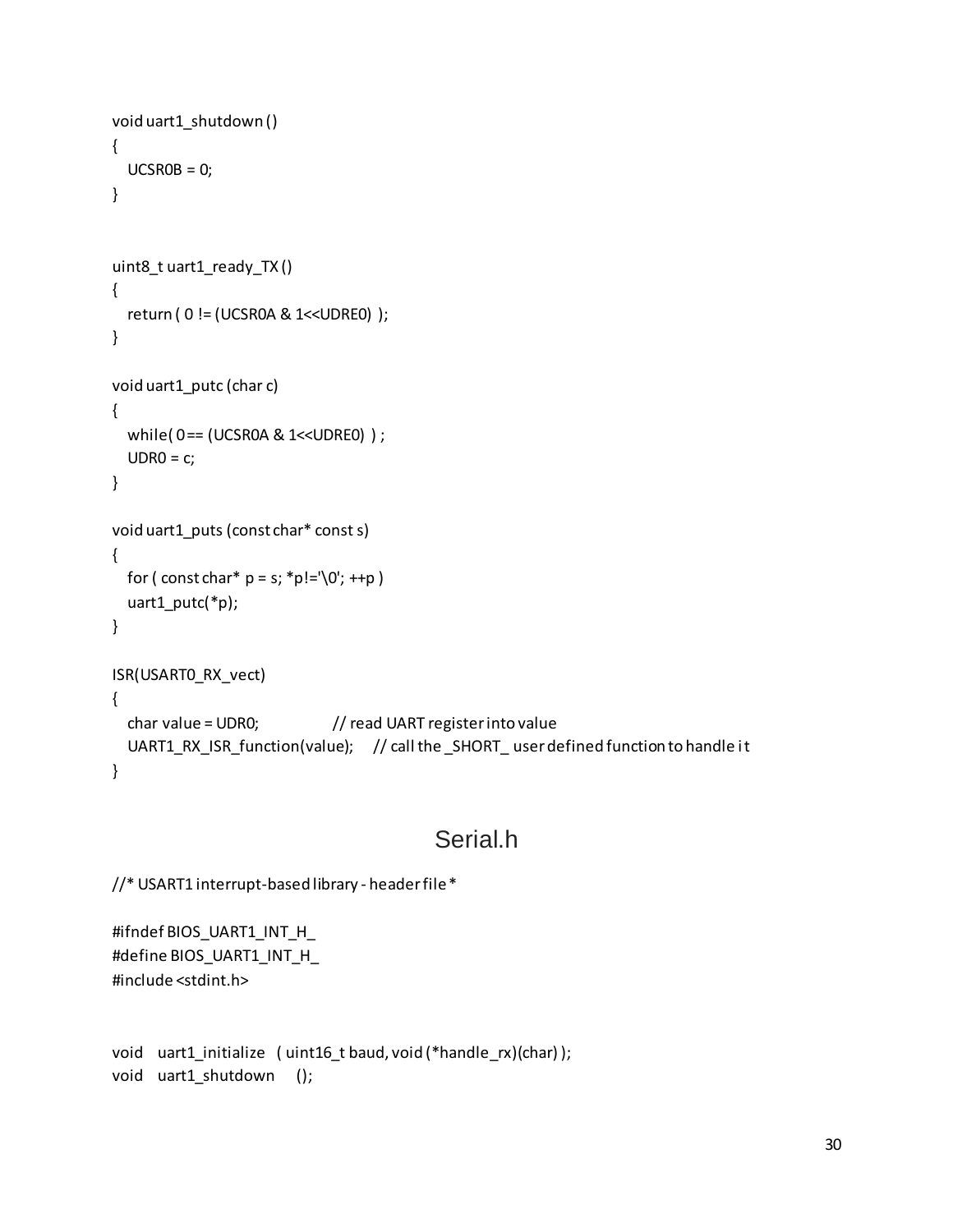```
void uart1_shutdown ()
{
   UCSR0B = 0;
}


uint8_t uart1_ready_TX ()
{
   return ( 0 != (UCSR0A & 1<<UDRE0) );
}

void uart1_putc (char c)
{
   while( 0 == (UCSR0A & 1<<UDRE0) ) ;
   UDR0 = c;
}

void uart1_puts (const char* const s)
{
   for ( const char* p = s; *p!='\0'; ++p )
   uart1_putc(*p);
}

ISR(USART0_RX_vect)
{
   char value = UDR0;              // read UART register into value
   UART1_RX_ISR_function(value);   // call the _SHORT_ user defined function to handle it
}
```

# Serial.h

```
//* USART1 interrupt-based library - header file *

#ifndef BIOS_UART1_INT_H_
#define BIOS_UART1_INT_H_
#include <stdint.h>


void    uart1_initialize   ( uint16_t baud, void (*handle_rx)(char) );
void    uart1_shutdown     ();
```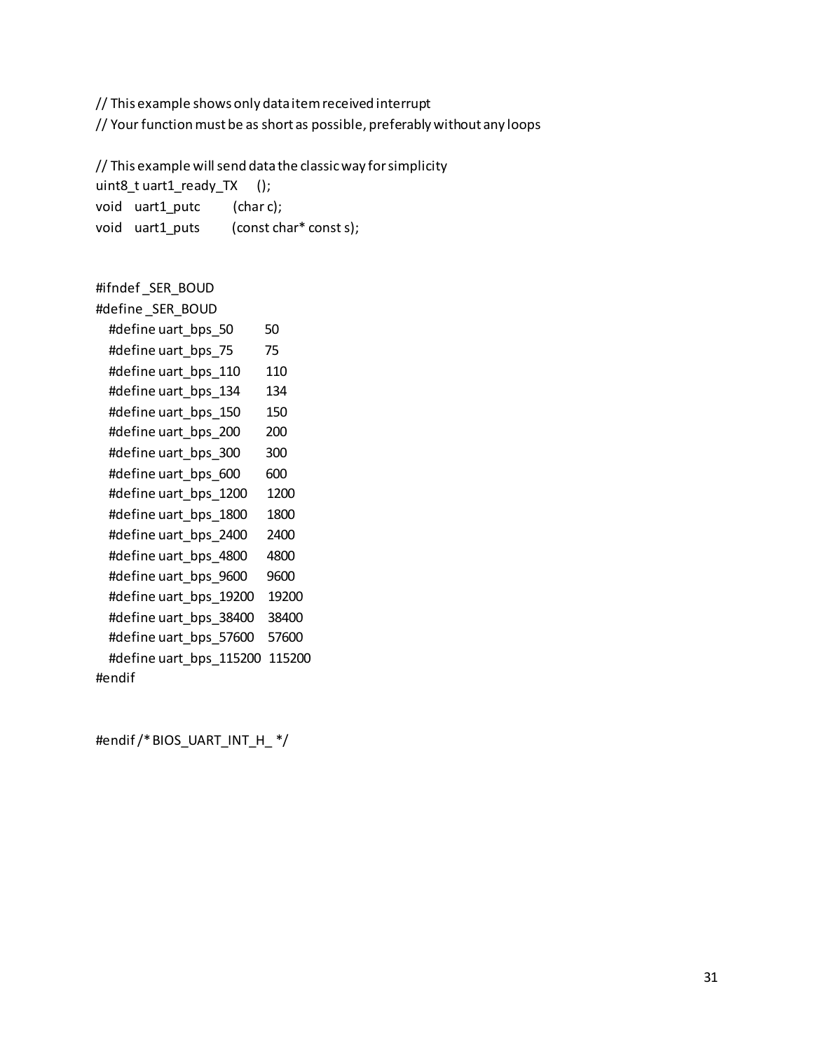```
// This example shows only data item received interrupt
// Your function must be as short as possible, preferably without any loops

// This example will send data the classic way for simplicity
uint8_t uart1_ready_TX     ();
void   uart1_putc        (char c);
void   uart1_puts        (const char* const s);


#ifndef _SER_BOUD
#define _SER_BOUD
   #define uart_bps_50       50
   #define uart_bps_75       75
   #define uart_bps_110      110
   #define uart_bps_134      134
   #define uart_bps_150      150
   #define uart_bps_200      200
   #define uart_bps_300      300
   #define uart_bps_600      600
   #define uart_bps_1200     1200
   #define uart_bps_1800     1800
   #define uart_bps_2400     2400
   #define uart_bps_4800     4800
   #define uart_bps_9600     9600
   #define uart_bps_19200    19200
   #define uart_bps_38400    38400
   #define uart_bps_57600    57600
   #define uart_bps_115200   115200
#endif


#endif /* BIOS_UART_INT_H_ */
```